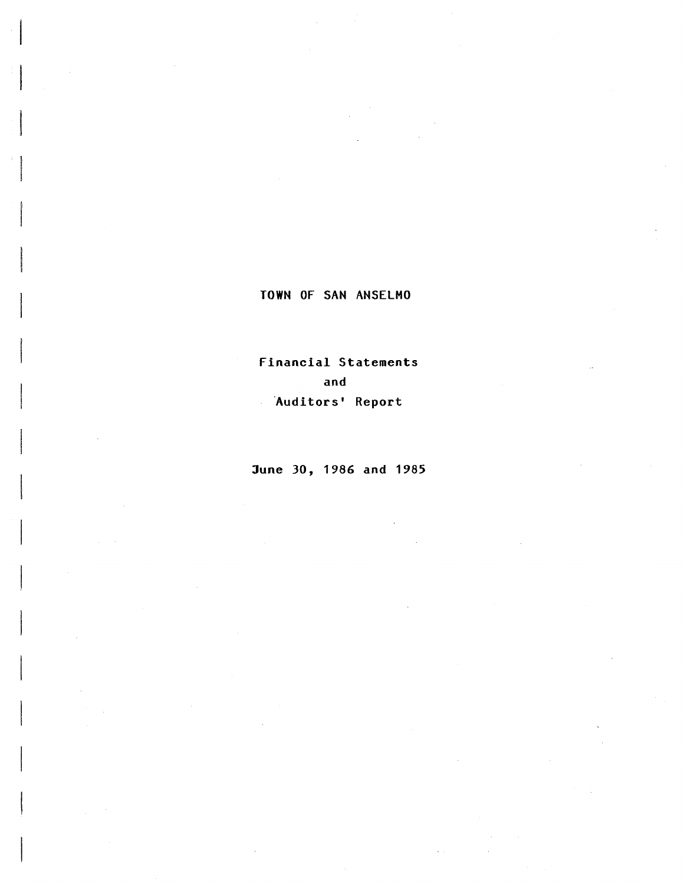# TOWN OF SAN ANSELMO

Financial Statements
and
Auditors' Report

June 30, 1986 and 1985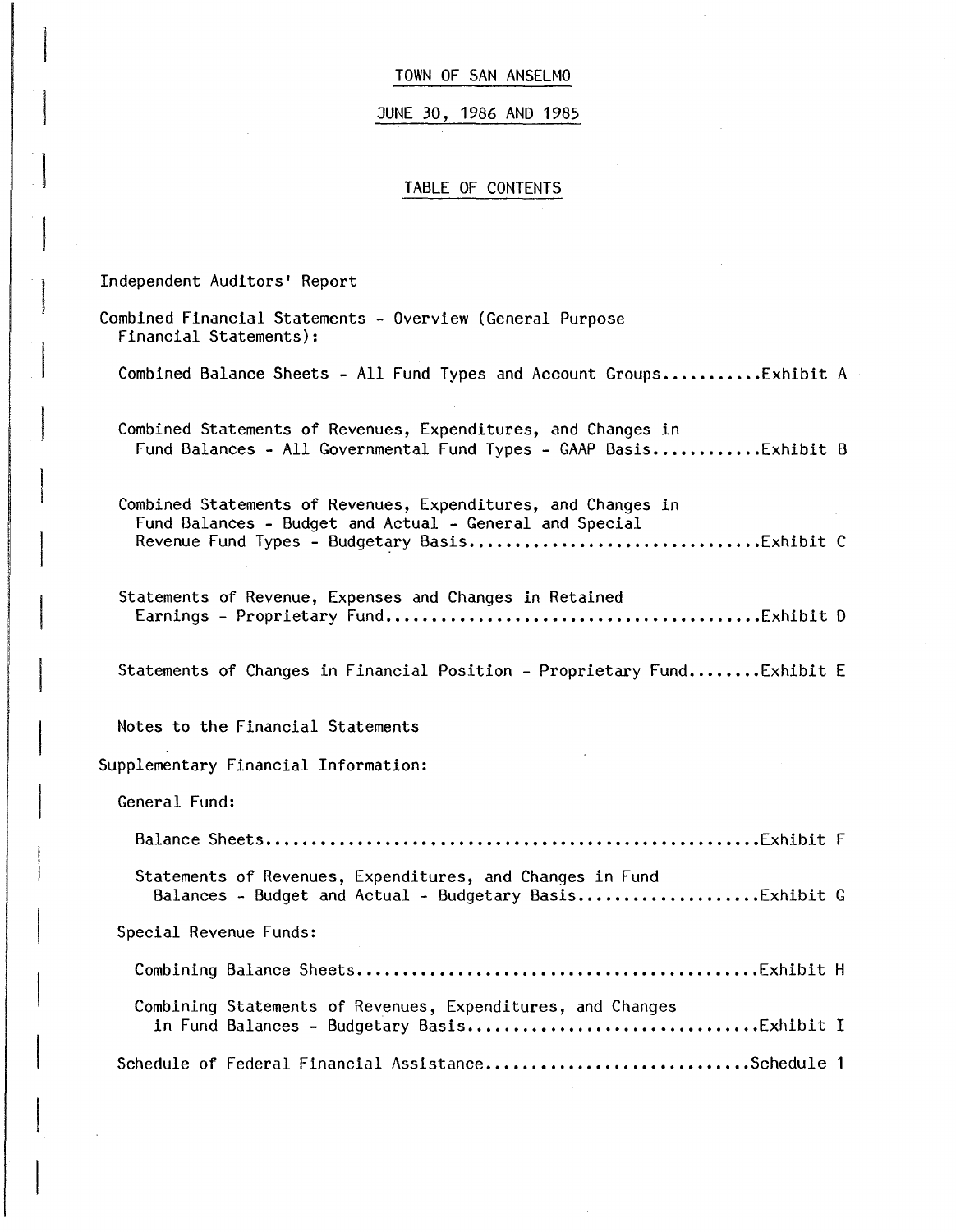# TOWN OF SAN ANSELMO

## JUNE 30, 1986 AND 1985

### TABLE OF CONTENTS

Independent Auditors' Report

Combined Financial Statements - Overview (General Purpose Financial Statements):

Combined Balance Sheets - All Fund Types and Account Groups..........Exhibit A

Combined Statements of Revenues, Expenditures, and Changes in Fund Balances - All Governmental Fund Types - GAAP Basis...........Exhibit B

Combined Statements of Revenues, Expenditures, and Changes in Fund Balances - Budget and Actual - General and Special Revenue Fund Types - Budgetary Basis..............................Exhibit C

Statements of Revenue, Expenses and Changes in Retained Earnings - Proprietary Fund........................................Exhibit D

Statements of Changes in Financial Position - Proprietary Fund........Exhibit E

Notes to the Financial Statements

Supplementary Financial Information:

General Fund:

Balance Sheets.....................................................Exhibit F

Statements of Revenues, Expenditures, and Changes in Fund Balances - Budget and Actual - Budgetary Basis....................Exhibit G

Special Revenue Funds:

Combining Balance Sheets...........................................Exhibit H

Combining Statements of Revenues, Expenditures, and Changes in Fund Balances - Budgetary Basis...............................Exhibit I

Schedule of Federal Financial Assistance............................Schedule 1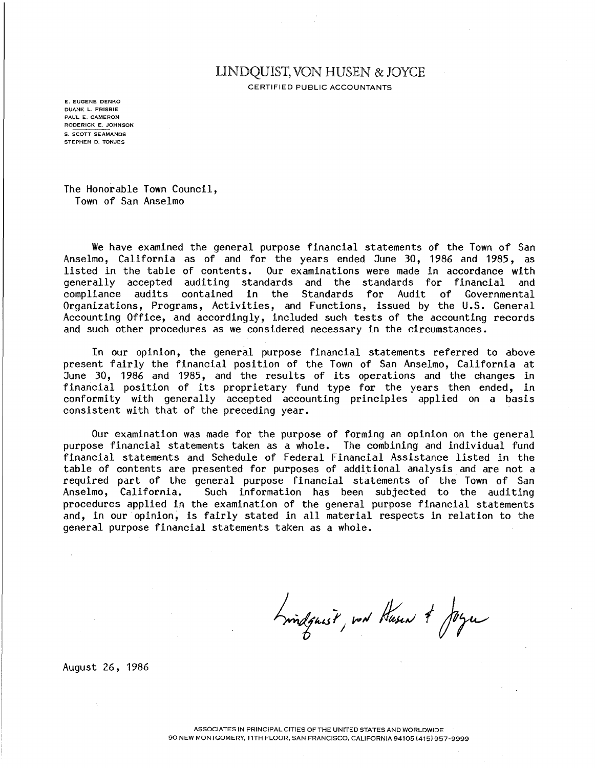# LINDQUIST, VON HUSEN & JOYCE

CERTIFIED PUBLIC ACCOUNTANTS

E. EUGENE DENKO
DUANE L. FRISBIE
PAUL E. CAMERON
RODERICK E. JOHNSON
S. SCOTT SEAMANDS
STEPHEN D. TONJES

The Honorable Town Council,
Town of San Anselmo

We have examined the general purpose financial statements of the Town of San Anselmo, California as of and for the years ended June 30, 1986 and 1985, as listed in the table of contents. Our examinations were made in accordance with generally accepted auditing standards and the standards for financial and compliance audits contained in the Standards for Audit of Governmental Organizations, Programs, Activities, and Functions, issued by the U.S. General Accounting Office, and accordingly, included such tests of the accounting records and such other procedures as we considered necessary in the circumstances.

In our opinion, the general purpose financial statements referred to above present fairly the financial position of the Town of San Anselmo, California at June 30, 1986 and 1985, and the results of its operations and the changes in financial position of its proprietary fund type for the years then ended, in conformity with generally accepted accounting principles applied on a basis consistent with that of the preceding year.

Our examination was made for the purpose of forming an opinion on the general purpose financial statements taken as a whole. The combining and individual fund financial statements and Schedule of Federal Financial Assistance listed in the table of contents are presented for purposes of additional analysis and are not a required part of the general purpose financial statements of the Town of San Anselmo, California. Such information has been subjected to the auditing procedures applied in the examination of the general purpose financial statements and, in our opinion, is fairly stated in all material respects in relation to the general purpose financial statements taken as a whole.

Lindquist, von Husen & Joyce

August 26, 1986

ASSOCIATES IN PRINCIPAL CITIES OF THE UNITED STATES AND WORLDWIDE
90 NEW MONTGOMERY, 11TH FLOOR, SAN FRANCISCO, CALIFORNIA 94105 (415) 957-9999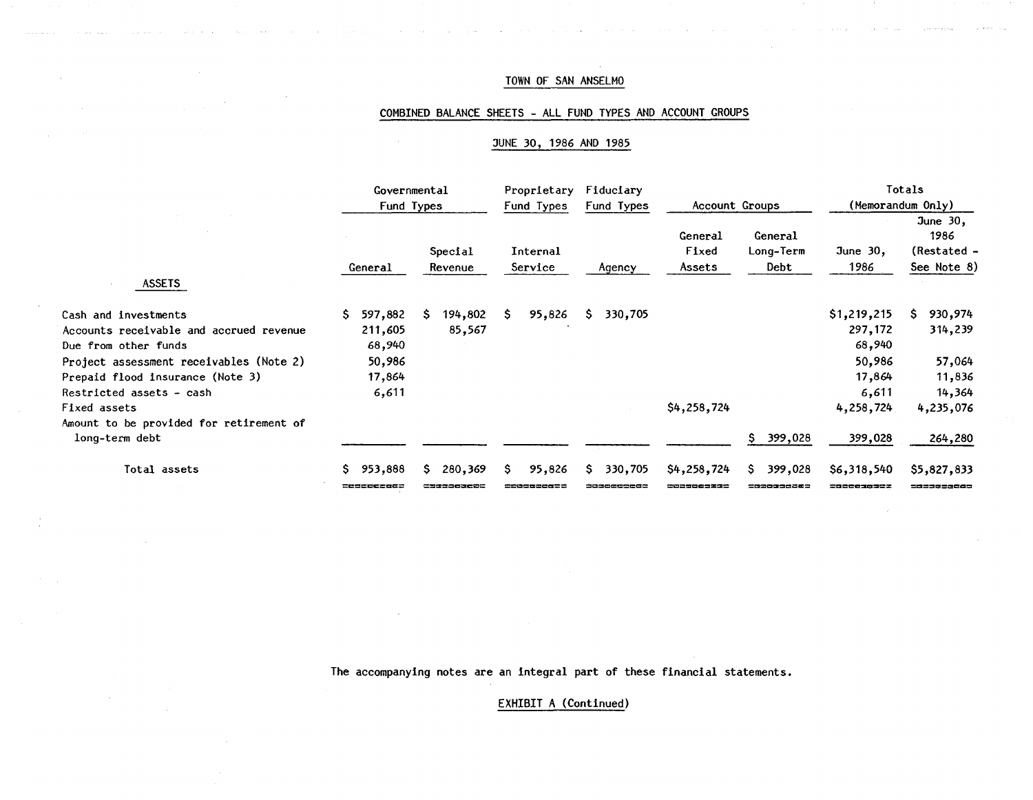# TOWN OF SAN ANSELMO

## COMBINED BALANCE SHEETS - ALL FUND TYPES AND ACCOUNT GROUPS

### JUNE 30, 1986 AND 1985

| | Governmental Fund Types | | Proprietary Fund Types | Fiduciary Fund Types | Account Groups | | Totals (Memorandum Only) | |
|---|---|---|---|---|---|---|---|---|
| | General | Special Revenue | Internal Service | Agency | General Fixed Assets | General Long-Term Debt | June 30, 1986 | June 30, 1986 (Restated - See Note 8) |
| **ASSETS** | | | | | | | | |
| Cash and investments | $ 597,882 | $ 194,802 | $ 95,826 | $ 330,705 | | | $1,219,215 | $ 930,974 |
| Accounts receivable and accrued revenue | 211,605 | 85,567 | | | | | 297,172 | 314,239 |
| Due from other funds | 68,940 | | | | | | 68,940 | |
| Project assessment receivables (Note 2) | 50,986 | | | | | | 50,986 | 57,064 |
| Prepaid flood insurance (Note 3) | 17,864 | | | | | | 17,864 | 11,836 |
| Restricted assets - cash | 6,611 | | | | | | 6,611 | 14,364 |
| Fixed assets | | | | | $4,258,724 | | 4,258,724 | 4,235,076 |
| Amount to be provided for retirement of long-term debt | | | | | | $ 399,028 | 399,028 | 264,280 |
| Total assets | $ 953,888 | $ 280,369 | $ 95,826 | $ 330,705 | $4,258,724 | $ 399,028 | $6,318,540 | $5,827,833 |

The accompanying notes are an integral part of these financial statements.

EXHIBIT A (Continued)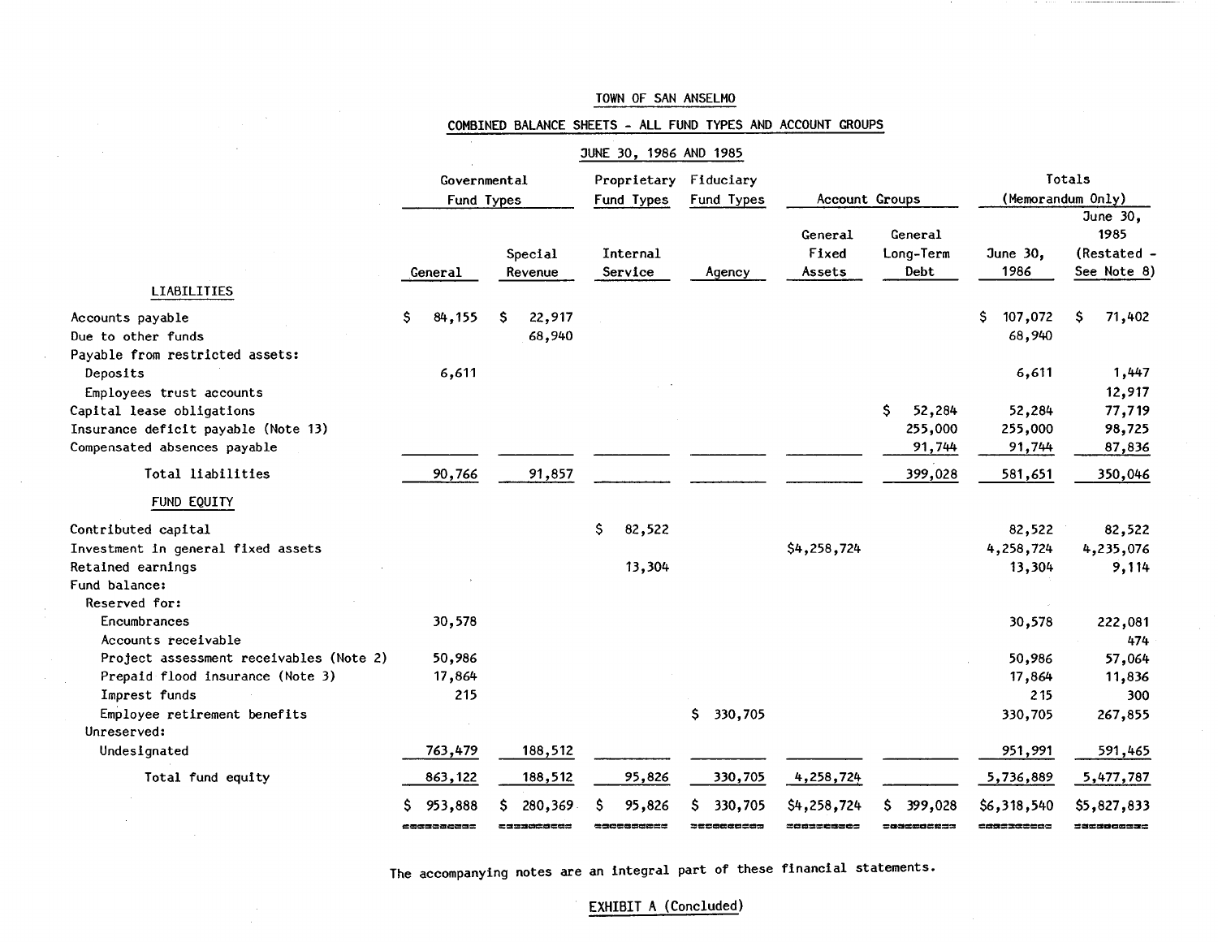TOWN OF SAN ANSELMO

COMBINED BALANCE SHEETS - ALL FUND TYPES AND ACCOUNT GROUPS

JUNE 30, 1986 AND 1985

| | Governmental Fund Types | | Proprietary Fund Types | Fiduciary Fund Types | Account Groups | | Totals (Memorandum Only) | |
|---|---|---|---|---|---|---|---|---|
| | General | Special Revenue | Internal Service | Agency | General Fixed Assets | General Long-Term Debt | June 30, 1986 | June 30, 1985 (Restated - See Note 8) |
| **LIABILITIES** | | | | | | | | |
| Accounts payable | $ 84,155 | $ 22,917 | | | | | $ 107,072 | $ 71,402 |
| Due to other funds | | 68,940 | | | | | 68,940 | |
| Payable from restricted assets: | | | | | | | | |
| Deposits | 6,611 | | | | | | 6,611 | 1,447 |
| Employees trust accounts | | | | | | | | 12,917 |
| Capital lease obligations | | | | | | $ 52,284 | 52,284 | 77,719 |
| Insurance deficit payable (Note 13) | | | | | | 255,000 | 255,000 | 98,725 |
| Compensated absences payable | | | | | | 91,744 | 91,744 | 87,836 |
| Total liabilities | 90,766 | 91,857 | | | | 399,028 | 581,651 | 350,046 |
| **FUND EQUITY** | | | | | | | | |
| Contributed capital | | | $ 82,522 | | | | 82,522 | 82,522 |
| Investment in general fixed assets | | | | | $4,258,724 | | 4,258,724 | 4,235,076 |
| Retained earnings | | | 13,304 | | | | 13,304 | 9,114 |
| Fund balance: | | | | | | | | |
| Reserved for: | | | | | | | | |
| Encumbrances | 30,578 | | | | | | 30,578 | 222,081 |
| Accounts receivable | | | | | | | | 474 |
| Project assessment receivables (Note 2) | 50,986 | | | | | | 50,986 | 57,064 |
| Prepaid flood insurance (Note 3) | 17,864 | | | | | | 17,864 | 11,836 |
| Imprest funds | 215 | | | | | | 215 | 300 |
| Employee retirement benefits | | | | $ 330,705 | | | 330,705 | 267,855 |
| Unreserved: | | | | | | | | |
| Undesignated | 763,479 | 188,512 | | | | | 951,991 | 591,465 |
| Total fund equity | 863,122 | 188,512 | 95,826 | 330,705 | 4,258,724 | | 5,736,889 | 5,477,787 |
| | $ 953,888 | $ 280,369 | $ 95,826 | $ 330,705 | $4,258,724 | $ 399,028 | $6,318,540 | $5,827,833 |

The accompanying notes are an integral part of these financial statements.

EXHIBIT A (Concluded)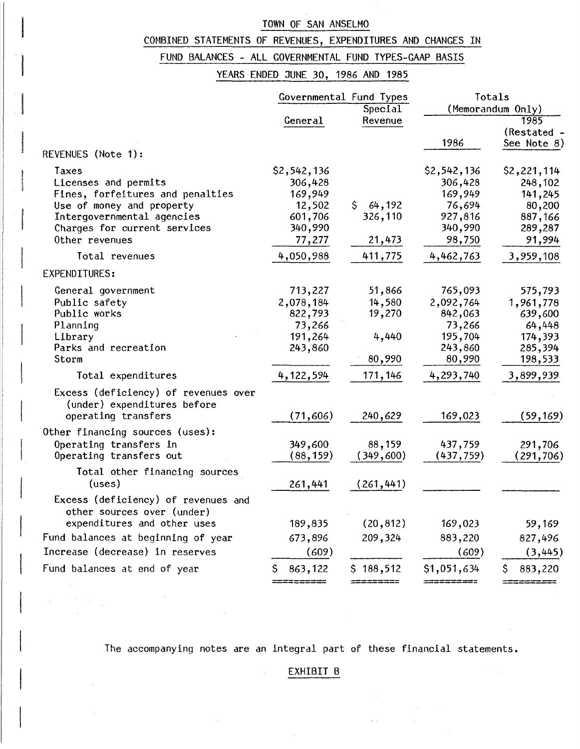# TOWN OF SAN ANSELMO

## COMBINED STATEMENTS OF REVENUES, EXPENDITURES AND CHANGES IN FUND BALANCES - ALL GOVERNMENTAL FUND TYPES-GAAP BASIS

## YEARS ENDED JUNE 30, 1986 AND 1985

| | Governmental Fund Types | | Totals (Memorandum Only) | |
|---|---|---|---|---|
| | General | Special Revenue | 1986 | 1985 (Restated - See Note 8) |
| REVENUES (Note 1): | | | | |
| Taxes | $2,542,136 | | $2,542,136 | $2,221,114 |
| Licenses and permits | 306,428 | | 306,428 | 248,102 |
| Fines, forfeitures and penalties | 169,949 | | 169,949 | 141,245 |
| Use of money and property | 12,502 | $ 64,192 | 76,694 | 80,200 |
| Intergovernmental agencies | 601,706 | 326,110 | 927,816 | 887,166 |
| Charges for current services | 340,990 | | 340,990 | 289,287 |
| Other revenues | 77,277 | 21,473 | 98,750 | 91,994 |
| Total revenues | 4,050,988 | 411,775 | 4,462,763 | 3,959,108 |
| EXPENDITURES: | | | | |
| General government | 713,227 | 51,866 | 765,093 | 575,793 |
| Public safety | 2,078,184 | 14,580 | 2,092,764 | 1,961,778 |
| Public works | 822,793 | 19,270 | 842,063 | 639,600 |
| Planning | 73,266 | | 73,266 | 64,448 |
| Library | 191,264 | 4,440 | 195,704 | 174,393 |
| Parks and recreation | 243,860 | | 243,860 | 285,394 |
| Storm | | 80,990 | 80,990 | 198,533 |
| Total expenditures | 4,122,594 | 171,146 | 4,293,740 | 3,899,939 |
| Excess (deficiency) of revenues over (under) expenditures before operating transfers | (71,606) | 240,629 | 169,023 | (59,169) |
| Other financing sources (uses): | | | | |
| Operating transfers in | 349,600 | 88,159 | 437,759 | 291,706 |
| Operating transfers out | (88,159) | (349,600) | (437,759) | (291,706) |
| Total other financing sources (uses) | 261,441 | (261,441) | | |
| Excess (deficiency) of revenues and other sources over (under) expenditures and other uses | 189,835 | (20,812) | 169,023 | 59,169 |
| Fund balances at beginning of year | 673,896 | 209,324 | 883,220 | 827,496 |
| Increase (decrease) in reserves | (609) | | (609) | (3,445) |
| Fund balances at end of year | $ 863,122 | $ 188,512 | $1,051,634 | $ 883,220 |

The accompanying notes are an integral part of these financial statements.

EXHIBIT B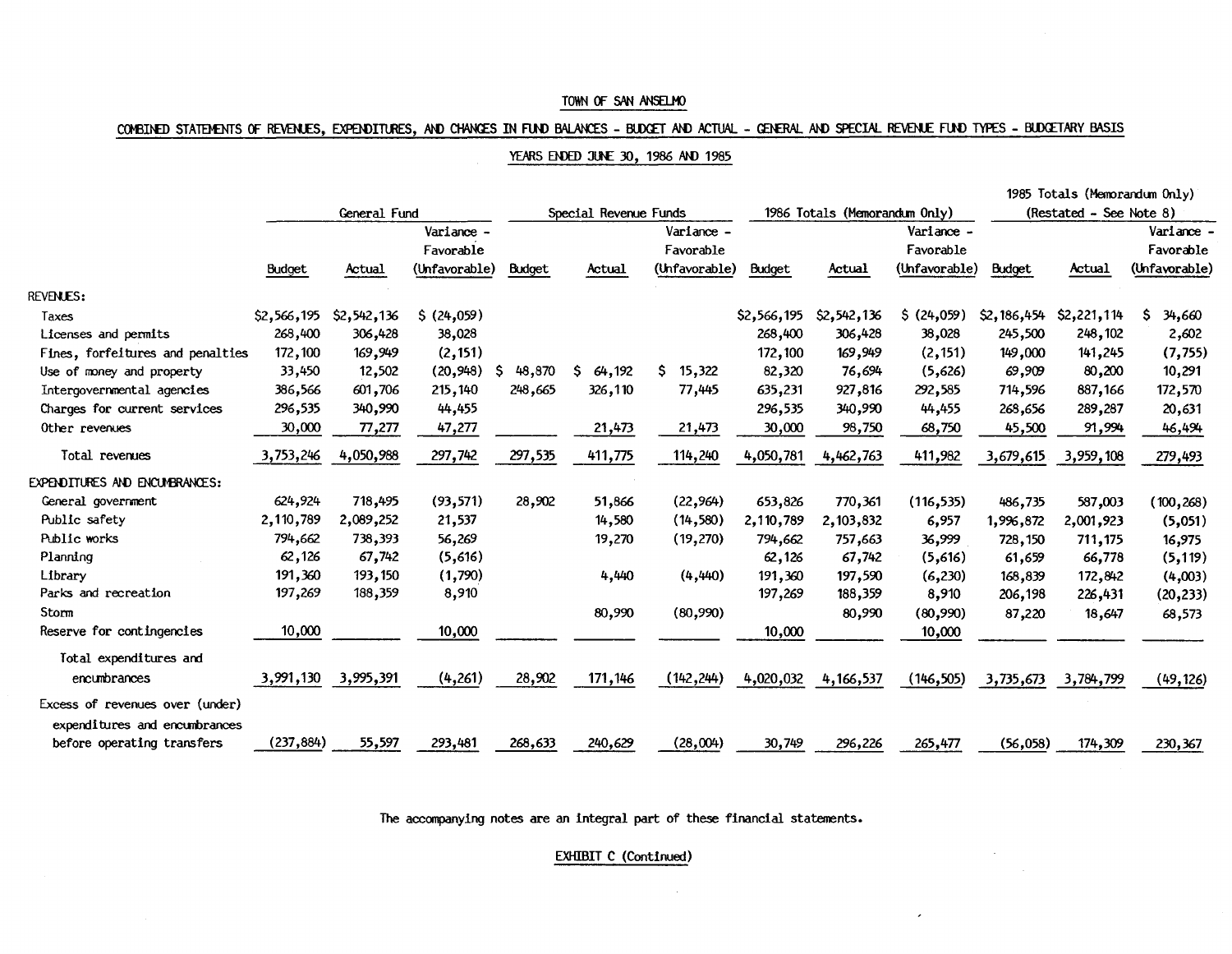TOWN OF SAN ANSELMO

COMBINED STATEMENTS OF REVENUES, EXPENDITURES, AND CHANGES IN FUND BALANCES - BUDGET AND ACTUAL - GENERAL AND SPECIAL REVENUE FUND TYPES - BUDGETARY BASIS

YEARS ENDED JUNE 30, 1986 AND 1985

| | General Fund | | | Special Revenue Funds | | | 1986 Totals (Memorandum Only) | | | 1985 Totals (Memorandum Only) (Restated - See Note 8) | | |
|---|---|---|---|---|---|---|---|---|---|---|---|---|
| | Budget | Actual | Variance - Favorable (Unfavorable) | Budget | Actual | Variance - Favorable (Unfavorable) | Budget | Actual | Variance - Favorable (Unfavorable) | Budget | Actual | Variance - Favorable (Unfavorable) |
| REVENUES: | | | | | | | | | | | | |
| Taxes | $2,566,195 | $2,542,136 | $ (24,059) | | | | $2,566,195 | $2,542,136 | $ (24,059) | $2,186,454 | $2,221,114 | $ 34,660 |
| Licenses and permits | 268,400 | 306,428 | 38,028 | | | | 268,400 | 306,428 | 38,028 | 245,500 | 248,102 | 2,602 |
| Fines, forfeitures and penalties | 172,100 | 169,949 | (2,151) | | | | 172,100 | 169,949 | (2,151) | 149,000 | 141,245 | (7,755) |
| Use of money and property | 33,450 | 12,502 | (20,948) | $ 48,870 | $ 64,192 | $ 15,322 | 82,320 | 76,694 | (5,626) | 69,909 | 80,200 | 10,291 |
| Intergovernmental agencies | 386,566 | 601,706 | 215,140 | 248,665 | 326,110 | 77,445 | 635,231 | 927,816 | 292,585 | 714,596 | 887,166 | 172,570 |
| Charges for current services | 296,535 | 340,990 | 44,455 | | | | 296,535 | 340,990 | 44,455 | 268,656 | 289,287 | 20,631 |
| Other revenues | 30,000 | 77,277 | 47,277 | | 21,473 | 21,473 | 30,000 | 98,750 | 68,750 | 45,500 | 91,994 | 46,494 |
| Total revenues | 3,753,246 | 4,050,988 | 297,742 | 297,535 | 411,775 | 114,240 | 4,050,781 | 4,462,763 | 411,982 | 3,679,615 | 3,959,108 | 279,493 |
| EXPENDITURES AND ENCUMBRANCES: | | | | | | | | | | | | |
| General government | 624,924 | 718,495 | (93,571) | 28,902 | 51,866 | (22,964) | 653,826 | 770,361 | (116,535) | 486,735 | 587,003 | (100,268) |
| Public safety | 2,110,789 | 2,089,252 | 21,537 | | 14,580 | (14,580) | 2,110,789 | 2,103,832 | 6,957 | 1,996,872 | 2,001,923 | (5,051) |
| Public works | 794,662 | 738,393 | 56,269 | | 19,270 | (19,270) | 794,662 | 757,663 | 36,999 | 728,150 | 711,175 | 16,975 |
| Planning | 62,126 | 67,742 | (5,616) | | | | 62,126 | 67,742 | (5,616) | 61,659 | 66,778 | (5,119) |
| Library | 191,360 | 193,150 | (1,790) | | 4,440 | (4,440) | 191,360 | 197,590 | (6,230) | 168,839 | 172,842 | (4,003) |
| Parks and recreation | 197,269 | 188,359 | 8,910 | | | | 197,269 | 188,359 | 8,910 | 206,198 | 226,431 | (20,233) |
| Storm | | | | | 80,990 | (80,990) | | 80,990 | (80,990) | 87,220 | 18,647 | 68,573 |
| Reserve for contingencies | 10,000 | | 10,000 | | | | 10,000 | | 10,000 | | | |
| Total expenditures and encumbrances | 3,991,130 | 3,995,391 | (4,261) | 28,902 | 171,146 | (142,244) | 4,020,032 | 4,166,537 | (146,505) | 3,735,673 | 3,784,799 | (49,126) |
| Excess of revenues over (under) expenditures and encumbrances before operating transfers | (237,884) | 55,597 | 293,481 | 268,633 | 240,629 | (28,004) | 30,749 | 296,226 | 265,477 | (56,058) | 174,309 | 230,367 |

The accompanying notes are an integral part of these financial statements.

EXHIBIT C (Continued)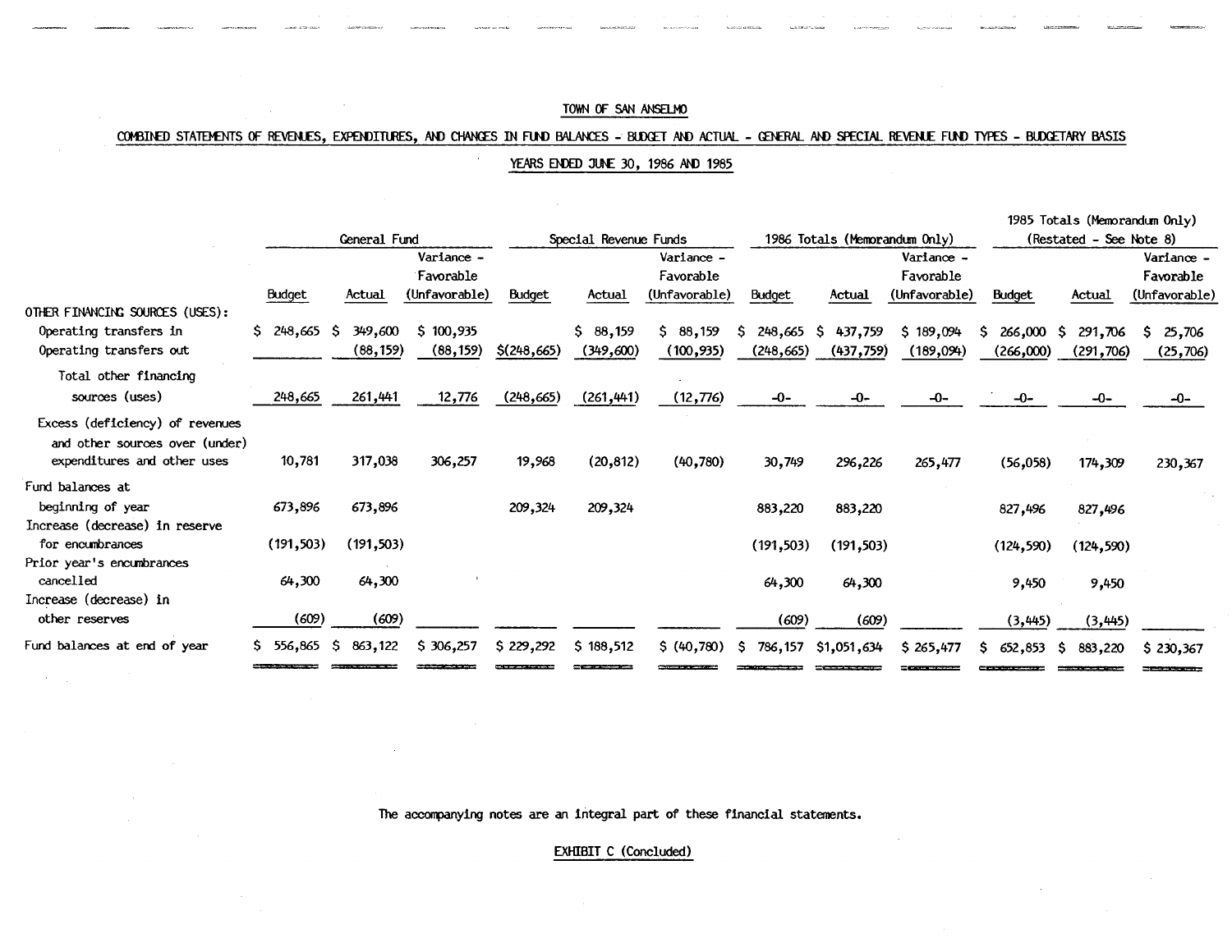TOWN OF SAN ANSELMO

COMBINED STATEMENTS OF REVENUES, EXPENDITURES, AND CHANGES IN FUND BALANCES - BUDGET AND ACTUAL - GENERAL AND SPECIAL REVENUE FUND TYPES - BUDGETARY BASIS

YEARS ENDED JUNE 30, 1986 AND 1985

| | General Fund | | | Special Revenue Funds | | | 1986 Totals (Memorandum Only) | | | 1985 Totals (Memorandum Only) (Restated - See Note 8) | | |
|---|---|---|---|---|---|---|---|---|---|---|---|---|
| | Budget | Actual | Variance - Favorable (Unfavorable) | Budget | Actual | Variance - Favorable (Unfavorable) | Budget | Actual | Variance - Favorable (Unfavorable) | Budget | Actual | Variance - Favorable (Unfavorable) |
| OTHER FINANCING SOURCES (USES): | | | | | | | | | | | | |
| Operating transfers in | $ 248,665 | $ 349,600 | $ 100,935 | | $ 88,159 | $ 88,159 | $ 248,665 | $ 437,759 | $ 189,094 | $ 266,000 | $ 291,706 | $ 25,706 |
| Operating transfers out | | (88,159) | (88,159) | $(248,665) | (349,600) | (100,935) | (248,665) | (437,759) | (189,094) | (266,000) | (291,706) | (25,706) |
| Total other financing sources (uses) | 248,665 | 261,441 | 12,776 | (248,665) | (261,441) | (12,776) | -0- | -0- | -0- | -0- | -0- | -0- |
| Excess (deficiency) of revenues and other sources over (under) expenditures and other uses | 10,781 | 317,038 | 306,257 | 19,968 | (20,812) | (40,780) | 30,749 | 296,226 | 265,477 | (56,058) | 174,309 | 230,367 |
| Fund balances at beginning of year | 673,896 | 673,896 | | 209,324 | 209,324 | | 883,220 | 883,220 | | 827,496 | 827,496 | |
| Increase (decrease) in reserve for encumbrances | (191,503) | (191,503) | | | | | (191,503) | (191,503) | | (124,590) | (124,590) | |
| Prior year's encumbrances cancelled | 64,300 | 64,300 | | | | | 64,300 | 64,300 | | 9,450 | 9,450 | |
| Increase (decrease) in other reserves | (609) | (609) | | | | | (609) | (609) | | (3,445) | (3,445) | |
| Fund balances at end of year | $ 556,865 | $ 863,122 | $ 306,257 | $ 229,292 | $ 188,512 | $ (40,780) | $ 786,157 | $1,051,634 | $ 265,477 | $ 652,853 | $ 883,220 | $ 230,367 |

The accompanying notes are an integral part of these financial statements.

EXHIBIT C (Concluded)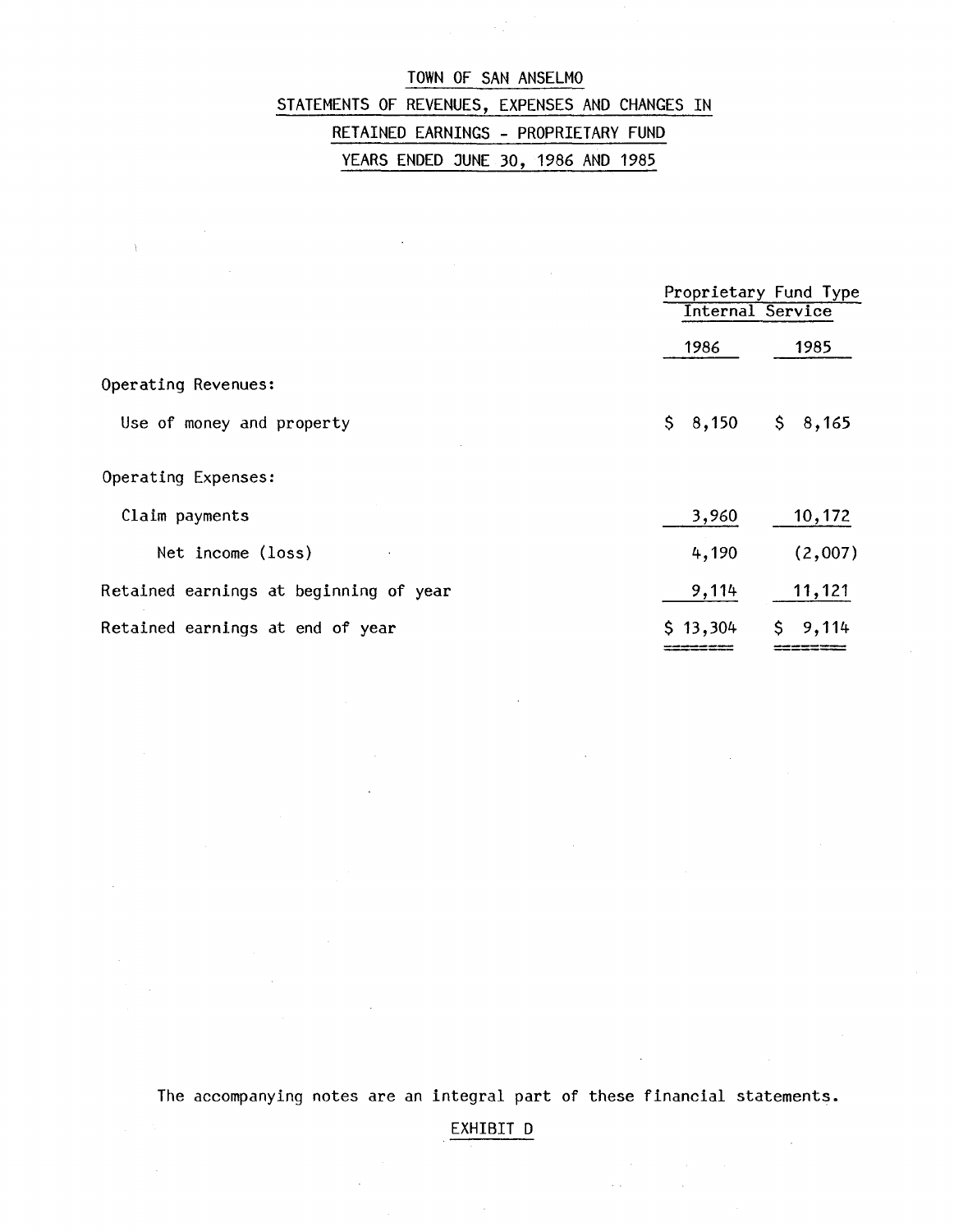# TOWN OF SAN ANSELMO

## STATEMENTS OF REVENUES, EXPENSES AND CHANGES IN RETAINED EARNINGS - PROPRIETARY FUND

## YEARS ENDED JUNE 30, 1986 AND 1985

| | Proprietary Fund Type Internal Service | |
|---|---|---|
| | 1986 | 1985 |
| Operating Revenues: | | |
| Use of money and property | $ 8,150 | $ 8,165 |
| Operating Expenses: | | |
| Claim payments | 3,960 | 10,172 |
| Net income (loss) | 4,190 | (2,007) |
| Retained earnings at beginning of year | 9,114 | 11,121 |
| Retained earnings at end of year | $ 13,304 | $ 9,114 |

The accompanying notes are an integral part of these financial statements.

EXHIBIT D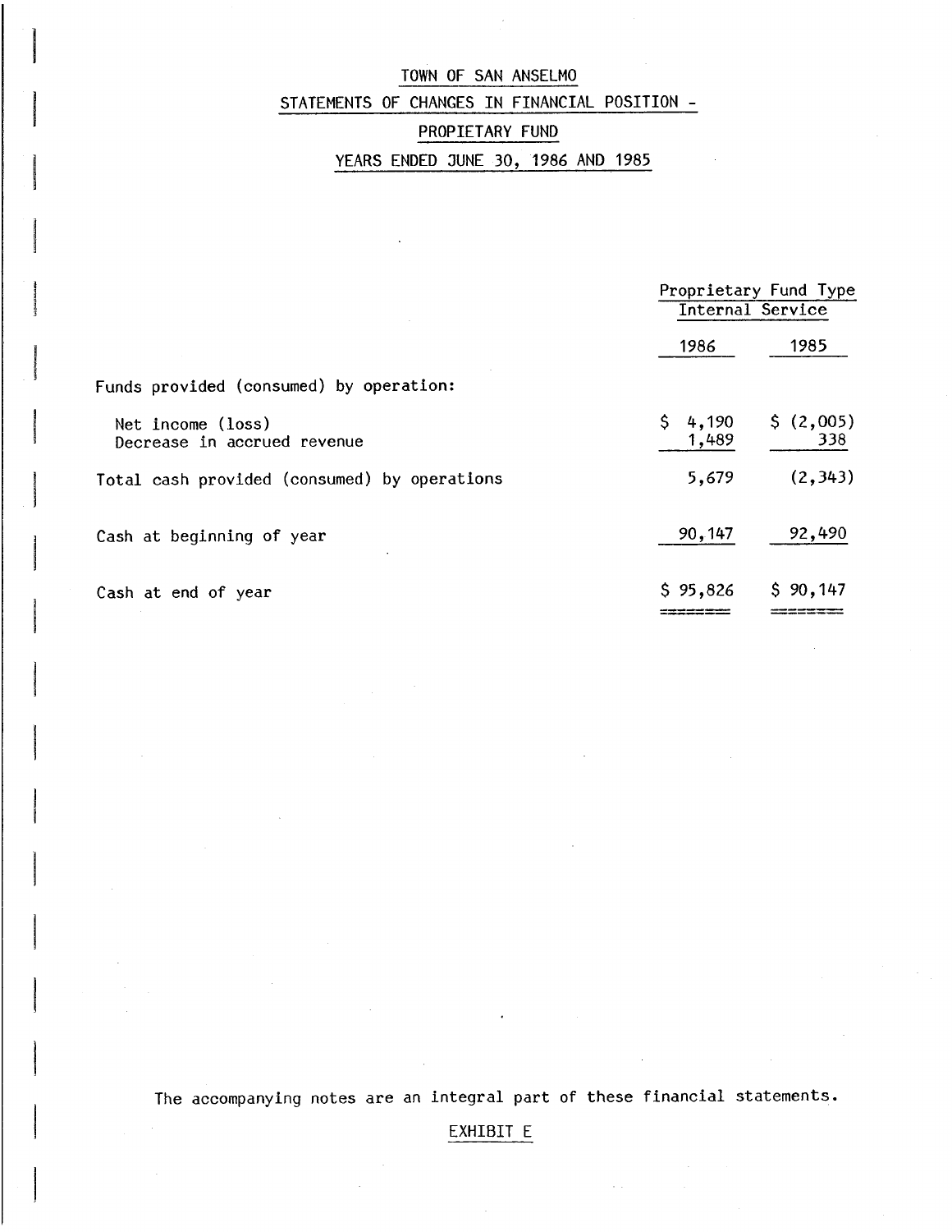# TOWN OF SAN ANSELMO

## STATEMENTS OF CHANGES IN FINANCIAL POSITION -

## PROPIETARY FUND

## YEARS ENDED JUNE 30, 1986 AND 1985

| | Proprietary Fund Type Internal Service | |
|---|---|---|
| | 1986 | 1985 |
| Funds provided (consumed) by operation: | | |
| Net income (loss) | $ 4,190 | $ (2,005) |
| Decrease in accrued revenue | 1,489 | 338 |
| Total cash provided (consumed) by operations | 5,679 | (2,343) |
| Cash at beginning of year | 90,147 | 92,490 |
| Cash at end of year | $ 95,826 | $ 90,147 |

The accompanying notes are an integral part of these financial statements.

EXHIBIT E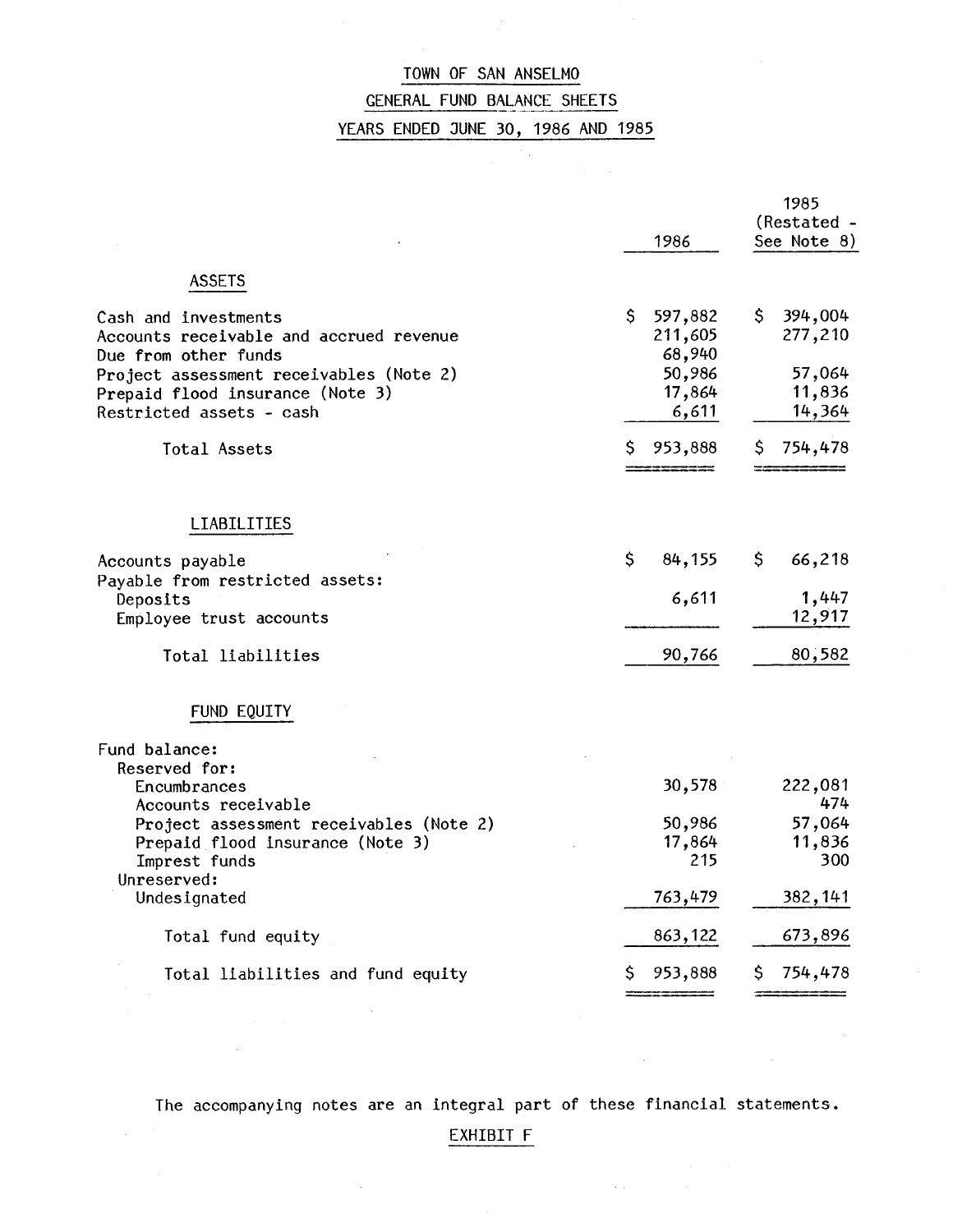# TOWN OF SAN ANSELMO

## GENERAL FUND BALANCE SHEETS

## YEARS ENDED JUNE 30, 1986 AND 1985

| | 1986 | 1985 (Restated - See Note 8) |
|---|---|---|
| **ASSETS** | | |
| Cash and investments | $ 597,882 | $ 394,004 |
| Accounts receivable and accrued revenue | 211,605 | 277,210 |
| Due from other funds | 68,940 | |
| Project assessment receivables (Note 2) | 50,986 | 57,064 |
| Prepaid flood insurance (Note 3) | 17,864 | 11,836 |
| Restricted assets - cash | 6,611 | 14,364 |
| Total Assets | $ 953,888 | $ 754,478 |
| **LIABILITIES** | | |
| Accounts payable | $ 84,155 | $ 66,218 |
| Payable from restricted assets: | | |
| Deposits | 6,611 | 1,447 |
| Employee trust accounts | | 12,917 |
| Total liabilities | 90,766 | 80,582 |
| **FUND EQUITY** | | |
| Fund balance: | | |
| Reserved for: | | |
| Encumbrances | 30,578 | 222,081 |
| Accounts receivable | | 474 |
| Project assessment receivables (Note 2) | 50,986 | 57,064 |
| Prepaid flood insurance (Note 3) | 17,864 | 11,836 |
| Imprest funds | 215 | 300 |
| Unreserved: | | |
| Undesignated | 763,479 | 382,141 |
| Total fund equity | 863,122 | 673,896 |
| Total liabilities and fund equity | $ 953,888 | $ 754,478 |

The accompanying notes are an integral part of these financial statements.

EXHIBIT F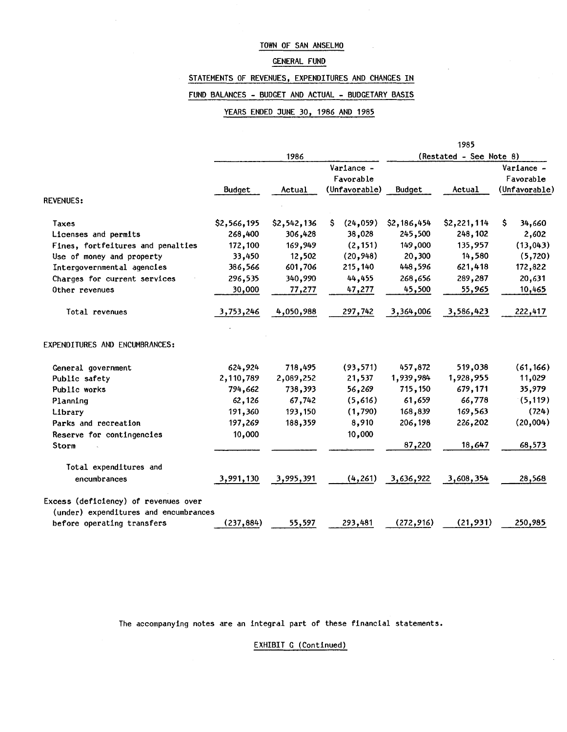# TOWN OF SAN ANSELMO

## GENERAL FUND

## STATEMENTS OF REVENUES, EXPENDITURES AND CHANGES IN FUND BALANCES - BUDGET AND ACTUAL - BUDGETARY BASIS

## YEARS ENDED JUNE 30, 1986 AND 1985

| | 1986 | | | 1985 (Restated - See Note 8) | | |
|---|---|---|---|---|---|---|
| | Budget | Actual | Variance - Favorable (Unfavorable) | Budget | Actual | Variance - Favorable (Unfavorable) |
| REVENUES: | | | | | | |
| Taxes | $2,566,195 | $2,542,136 | $ (24,059) | $2,186,454 | $2,221,114 | $ 34,660 |
| Licenses and permits | 268,400 | 306,428 | 38,028 | 245,500 | 248,102 | 2,602 |
| Fines, forfeitures and penalties | 172,100 | 169,949 | (2,151) | 149,000 | 135,957 | (13,043) |
| Use of money and property | 33,450 | 12,502 | (20,948) | 20,300 | 14,580 | (5,720) |
| Intergovernmental agencies | 386,566 | 601,706 | 215,140 | 448,596 | 621,418 | 172,822 |
| Charges for current services | 296,535 | 340,990 | 44,455 | 268,656 | 289,287 | 20,631 |
| Other revenues | 30,000 | 77,277 | 47,277 | 45,500 | 55,965 | 10,465 |
| Total revenues | 3,753,246 | 4,050,988 | 297,742 | 3,364,006 | 3,586,423 | 222,417 |
| EXPENDITURES AND ENCUMBRANCES: | | | | | | |
| General government | 624,924 | 718,495 | (93,571) | 457,872 | 519,038 | (61,166) |
| Public safety | 2,110,789 | 2,089,252 | 21,537 | 1,939,984 | 1,928,955 | 11,029 |
| Public works | 794,662 | 738,393 | 56,269 | 715,150 | 679,171 | 35,979 |
| Planning | 62,126 | 67,742 | (5,616) | 61,659 | 66,778 | (5,119) |
| Library | 191,360 | 193,150 | (1,790) | 168,839 | 169,563 | (724) |
| Parks and recreation | 197,269 | 188,359 | 8,910 | 206,198 | 226,202 | (20,004) |
| Reserve for contingencies | 10,000 | | 10,000 | | | |
| Storm | | | | 87,220 | 18,647 | 68,573 |
| Total expenditures and encumbrances | 3,991,130 | 3,995,391 | (4,261) | 3,636,922 | 3,608,354 | 28,568 |
| Excess (deficiency) of revenues over (under) expenditures and encumbrances before operating transfers | (237,884) | 55,597 | 293,481 | (272,916) | (21,931) | 250,985 |

The accompanying notes are an integral part of these financial statements.

EXHIBIT G (Continued)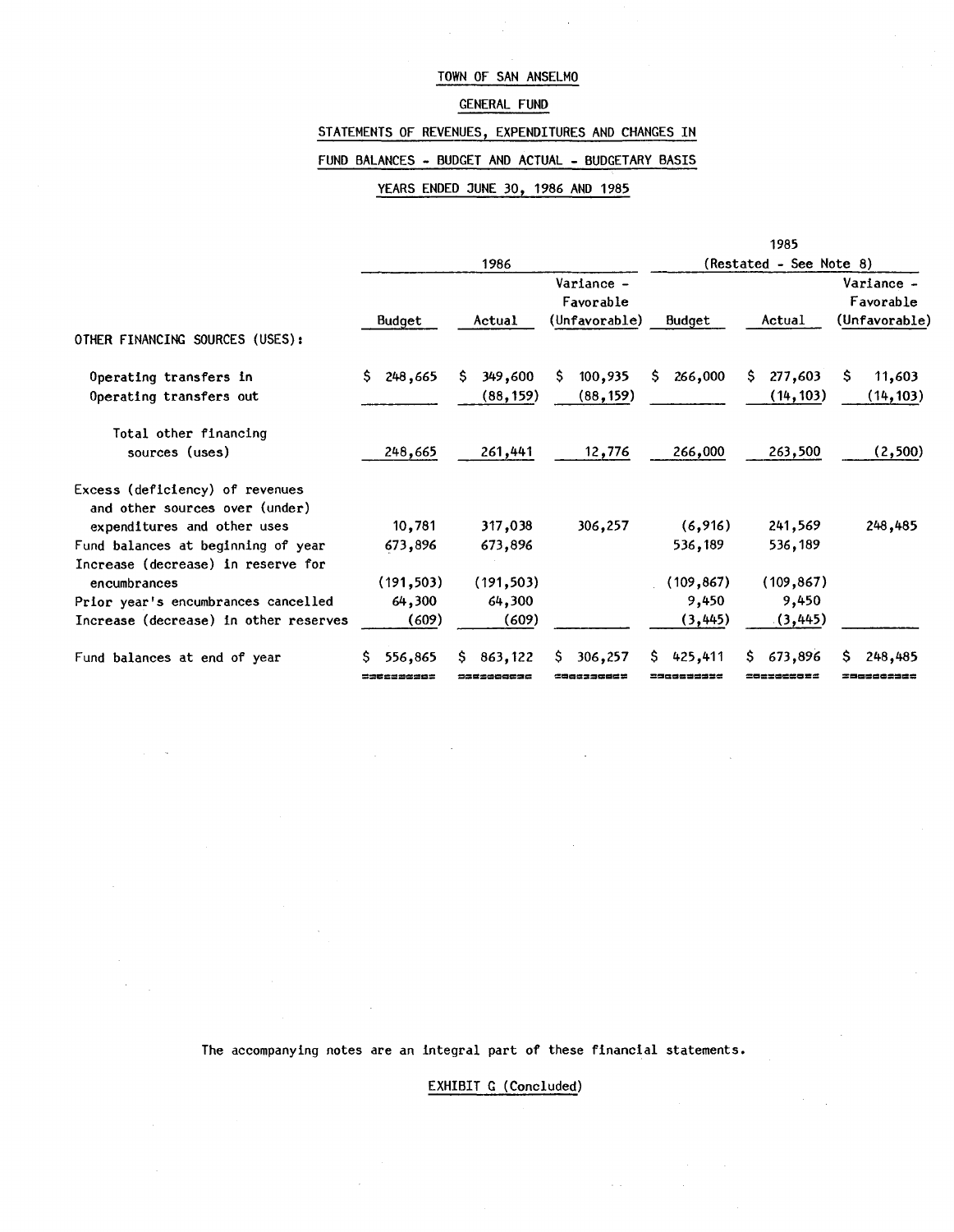TOWN OF SAN ANSELMO

GENERAL FUND

STATEMENTS OF REVENUES, EXPENDITURES AND CHANGES IN

FUND BALANCES - BUDGET AND ACTUAL - BUDGETARY BASIS

YEARS ENDED JUNE 30, 1986 AND 1985

| | 1986 | | | 1985 (Restated - See Note 8) | | |
|---|---|---|---|---|---|---|
| | Budget | Actual | Variance - Favorable (Unfavorable) | Budget | Actual | Variance - Favorable (Unfavorable) |
| OTHER FINANCING SOURCES (USES): | | | | | | |
| Operating transfers in | $ 248,665 | $ 349,600 | $ 100,935 | $ 266,000 | $ 277,603 | $ 11,603 |
| Operating transfers out | | (88,159) | (88,159) | | (14,103) | (14,103) |
| Total other financing sources (uses) | 248,665 | 261,441 | 12,776 | 266,000 | 263,500 | (2,500) |
| Excess (deficiency) of revenues and other sources over (under) expenditures and other uses | 10,781 | 317,038 | 306,257 | (6,916) | 241,569 | 248,485 |
| Fund balances at beginning of year | 673,896 | 673,896 | | 536,189 | 536,189 | |
| Increase (decrease) in reserve for encumbrances | (191,503) | (191,503) | | (109,867) | (109,867) | |
| Prior year's encumbrances cancelled | 64,300 | 64,300 | | 9,450 | 9,450 | |
| Increase (decrease) in other reserves | (609) | (609) | | (3,445) | (3,445) | |
| Fund balances at end of year | $ 556,865 | $ 863,122 | $ 306,257 | $ 425,411 | $ 673,896 | $ 248,485 |

The accompanying notes are an integral part of these financial statements.

EXHIBIT G (Concluded)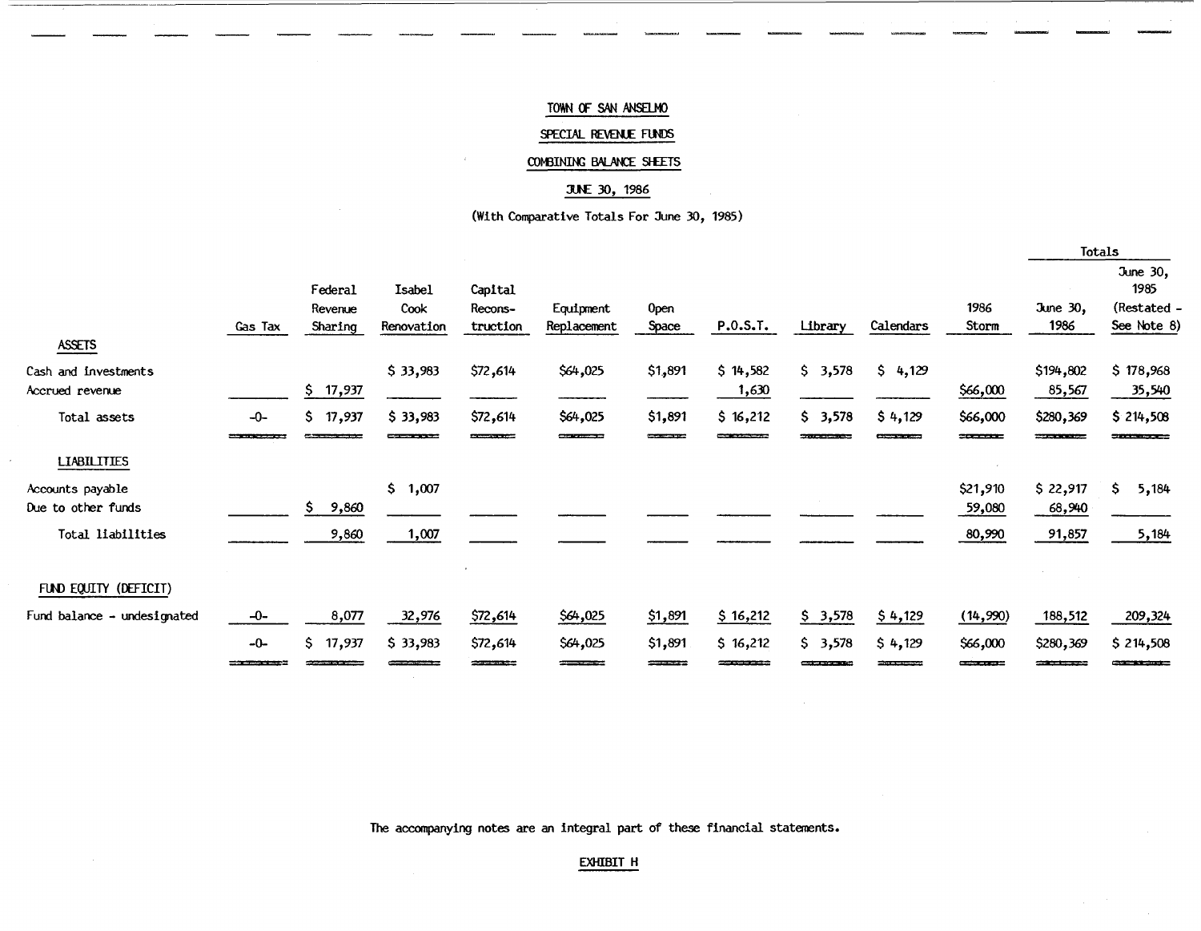# TOWN OF SAN ANSELMO

## SPECIAL REVENUE FUNDS

## COMBINING BALANCE SHEETS

## JUNE 30, 1986

(With Comparative Totals For June 30, 1985)

| | Gas Tax | Federal Revenue Sharing | Isabel Cook Renovation | Capital Recons-truction | Equipment Replacement | Open Space | P.O.S.T. | Library | Calendars | 1986 Storm | Totals June 30, 1986 | Totals June 30, 1985 (Restated - See Note 8) |
|---|---|---|---|---|---|---|---|---|---|---|---|---|
| **ASSETS** | | | | | | | | | | | | |
| Cash and investments | | | $ 33,983 | $72,614 | $64,025 | $1,891 | $ 14,582 | $ 3,578 | $ 4,129 | | $194,802 | $ 178,968 |
| Accrued revenue | | $ 17,937 | | | | | 1,630 | | | $66,000 | 85,567 | 35,540 |
| Total assets | -0- | $ 17,937 | $ 33,983 | $72,614 | $64,025 | $1,891 | $ 16,212 | $ 3,578 | $ 4,129 | $66,000 | $280,369 | $ 214,508 |
| **LIABILITIES** | | | | | | | | | | | | |
| Accounts payable | | | $ 1,007 | | | | | | | $21,910 | $ 22,917 | $ 5,184 |
| Due to other funds | | $ 9,860 | | | | | | | | 59,080 | 68,940 | |
| Total liabilities | | 9,860 | 1,007 | | | | | | | 80,990 | 91,857 | 5,184 |
| **FUND EQUITY (DEFICIT)** | | | | | | | | | | | | |
| Fund balance - undesignated | -0- | 8,077 | 32,976 | $72,614 | $64,025 | $1,891 | $ 16,212 | $ 3,578 | $ 4,129 | (14,990) | 188,512 | 209,324 |
| | -0- | $ 17,937 | $ 33,983 | $72,614 | $64,025 | $1,891 | $ 16,212 | $ 3,578 | $ 4,129 | $66,000 | $280,369 | $ 214,508 |

The accompanying notes are an integral part of these financial statements.

EXHIBIT H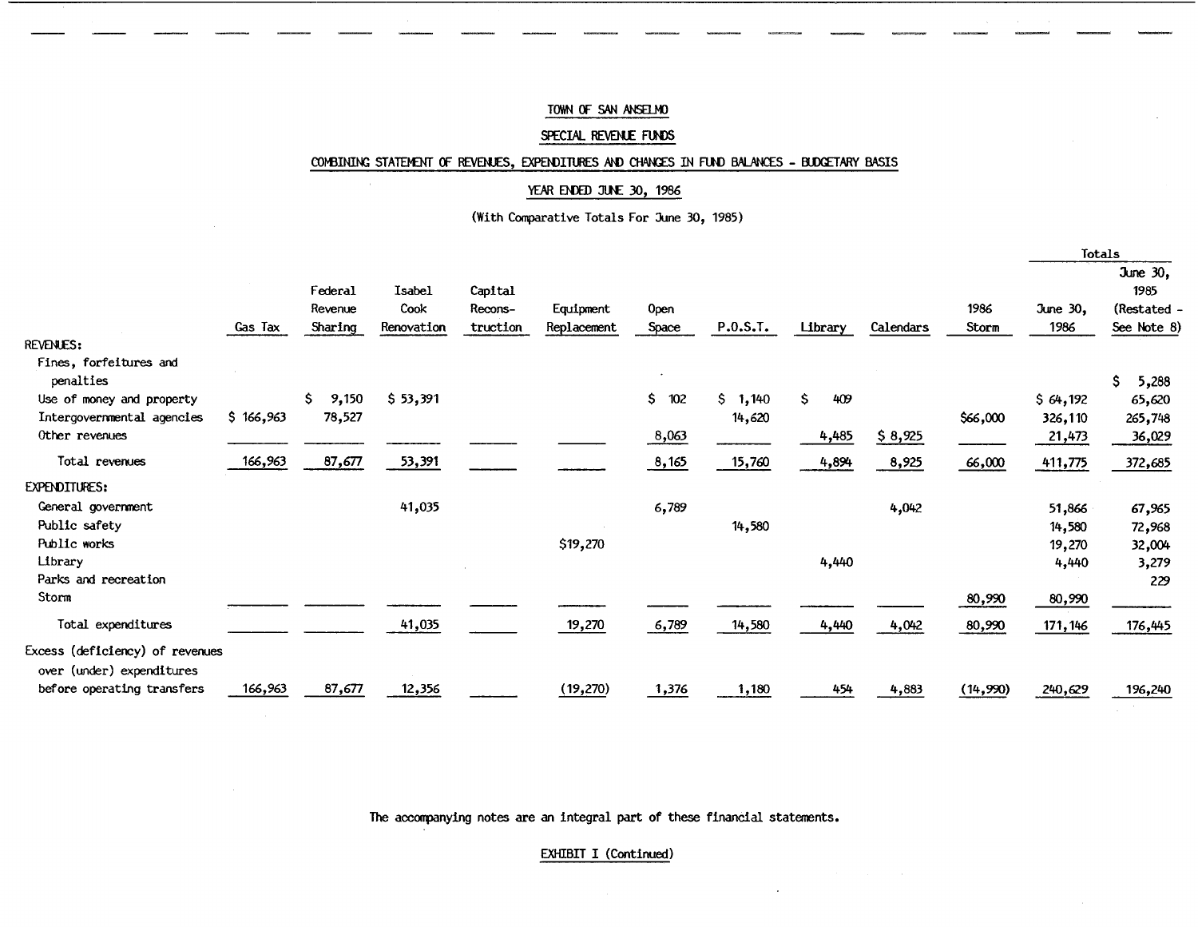# TOWN OF SAN ANSELMO

## SPECIAL REVENUE FUNDS

### COMBINING STATEMENT OF REVENUES, EXPENDITURES AND CHANGES IN FUND BALANCES - BUDGETARY BASIS

### YEAR ENDED JUNE 30, 1986

(With Comparative Totals For June 30, 1985)

| | Gas Tax | Federal Revenue Sharing | Isabel Cook Renovation | Capital Recons-truction | Equipment Replacement | Open Space | P.O.S.T. | Library | Calendars | 1986 Storm | Totals June 30, 1986 | Totals June 30, 1985 (Restated - See Note 8) |
|---|---|---|---|---|---|---|---|---|---|---|---|---|
| **REVENUES:** | | | | | | | | | | | | |
| Fines, forfeitures and penalties | | | | | | | | | | | | $ 5,288 |
| Use of money and property | | $ 9,150 | $ 53,391 | | | $ 102 | $ 1,140 | $ 409 | | | $ 64,192 | 65,620 |
| Intergovernmental agencies | $ 166,963 | 78,527 | | | | | 14,620 | | | $66,000 | 326,110 | 265,748 |
| Other revenues | | | | | | 8,063 | | 4,485 | $ 8,925 | | 21,473 | 36,029 |
| Total revenues | 166,963 | 87,677 | 53,391 | | | 8,165 | 15,760 | 4,894 | 8,925 | 66,000 | 411,775 | 372,685 |
| **EXPENDITURES:** | | | | | | | | | | | | |
| General government | | | 41,035 | | | 6,789 | | | 4,042 | | 51,866 | 67,965 |
| Public safety | | | | | | | 14,580 | | | | 14,580 | 72,968 |
| Public works | | | | | $19,270 | | | | | | 19,270 | 32,004 |
| Library | | | | | | | | 4,440 | | | 4,440 | 3,279 |
| Parks and recreation | | | | | | | | | | | | 229 |
| Storm | | | | | | | | | | 80,990 | 80,990 | |
| Total expenditures | | | 41,035 | | 19,270 | 6,789 | 14,580 | 4,440 | 4,042 | 80,990 | 171,146 | 176,445 |
| Excess (deficiency) of revenues over (under) expenditures before operating transfers | 166,963 | 87,677 | 12,356 | | (19,270) | 1,376 | 1,180 | 454 | 4,883 | (14,990) | 240,629 | 196,240 |

The accompanying notes are an integral part of these financial statements.

EXHIBIT I (Continued)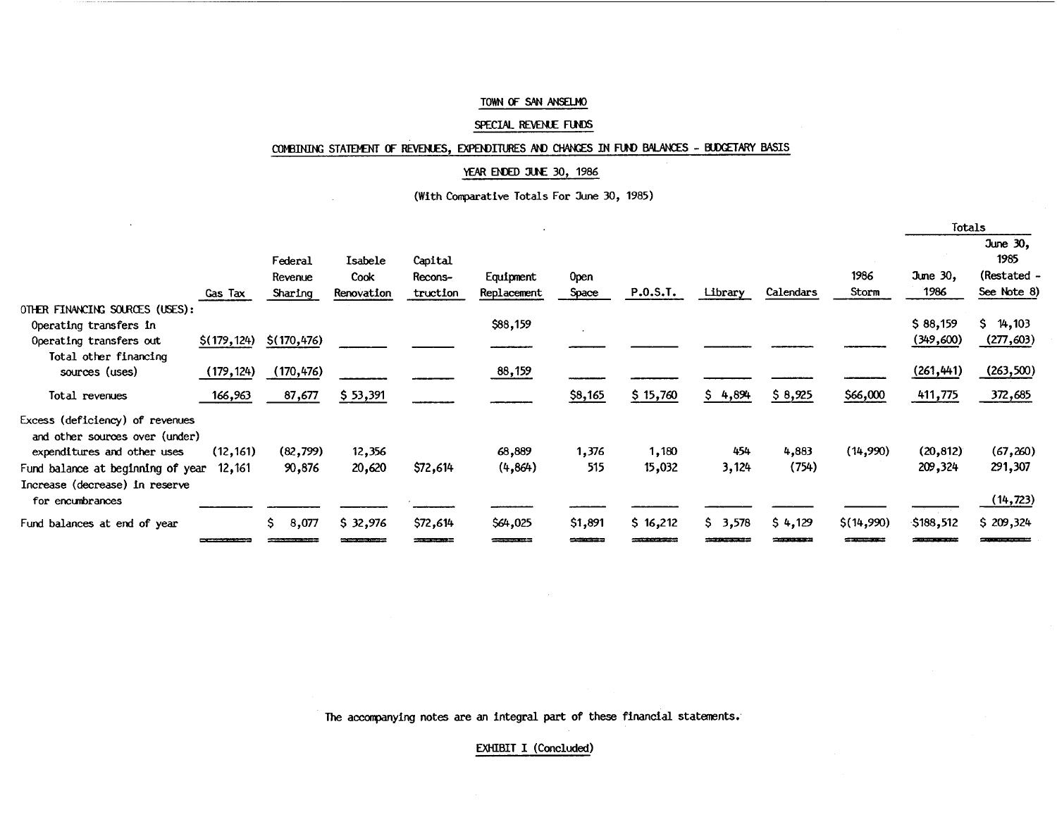TOWN OF SAN ANSELMO

SPECIAL REVENUE FUNDS

COMBINING STATEMENT OF REVENUES, EXPENDITURES AND CHANGES IN FUND BALANCES - BUDGETARY BASIS

YEAR ENDED JUNE 30, 1986

(With Comparative Totals For June 30, 1985)

| | Gas Tax | Federal Revenue Sharing | Isabele Cook Renovation | Capital Recons-truction | Equipment Replacement | Open Space | P.O.S.T. | Library | Calendars | 1986 Storm | Totals June 30, 1986 | Totals June 30, 1985 (Restated - See Note 8) |
|---|---|---|---|---|---|---|---|---|---|---|---|---|
| OTHER FINANCING SOURCES (USES): | | | | | | | | | | | | |
| Operating transfers in | | | | | $88,159 | | | | | | $ 88,159 | $ 14,103 |
| Operating transfers out | $(179,124) | $(170,476) | | | | | | | | | (349,600) | (277,603) |
| Total other financing sources (uses) | (179,124) | (170,476) | | | 88,159 | | | | | | (261,441) | (263,500) |
| Total revenues | 166,963 | 87,677 | $ 53,391 | | | $8,165 | $ 15,760 | $ 4,894 | $ 8,925 | $66,000 | 411,775 | 372,685 |
| Excess (deficiency) of revenues and other sources over (under) expenditures and other uses | (12,161) | (82,799) | 12,356 | | 68,889 | 1,376 | 1,180 | 454 | 4,883 | (14,990) | (20,812) | (67,260) |
| Fund balance at beginning of year | 12,161 | 90,876 | 20,620 | $72,614 | (4,864) | 515 | 15,032 | 3,124 | (754) | | 209,324 | 291,307 |
| Increase (decrease) in reserve for encumbrances | | | | | | | | | | | | (14,723) |
| Fund balances at end of year | | $ 8,077 | $ 32,976 | $72,614 | $64,025 | $1,891 | $ 16,212 | $ 3,578 | $ 4,129 | $(14,990) | $188,512 | $ 209,324 |

The accompanying notes are an integral part of these financial statements.

EXHIBIT I (Concluded)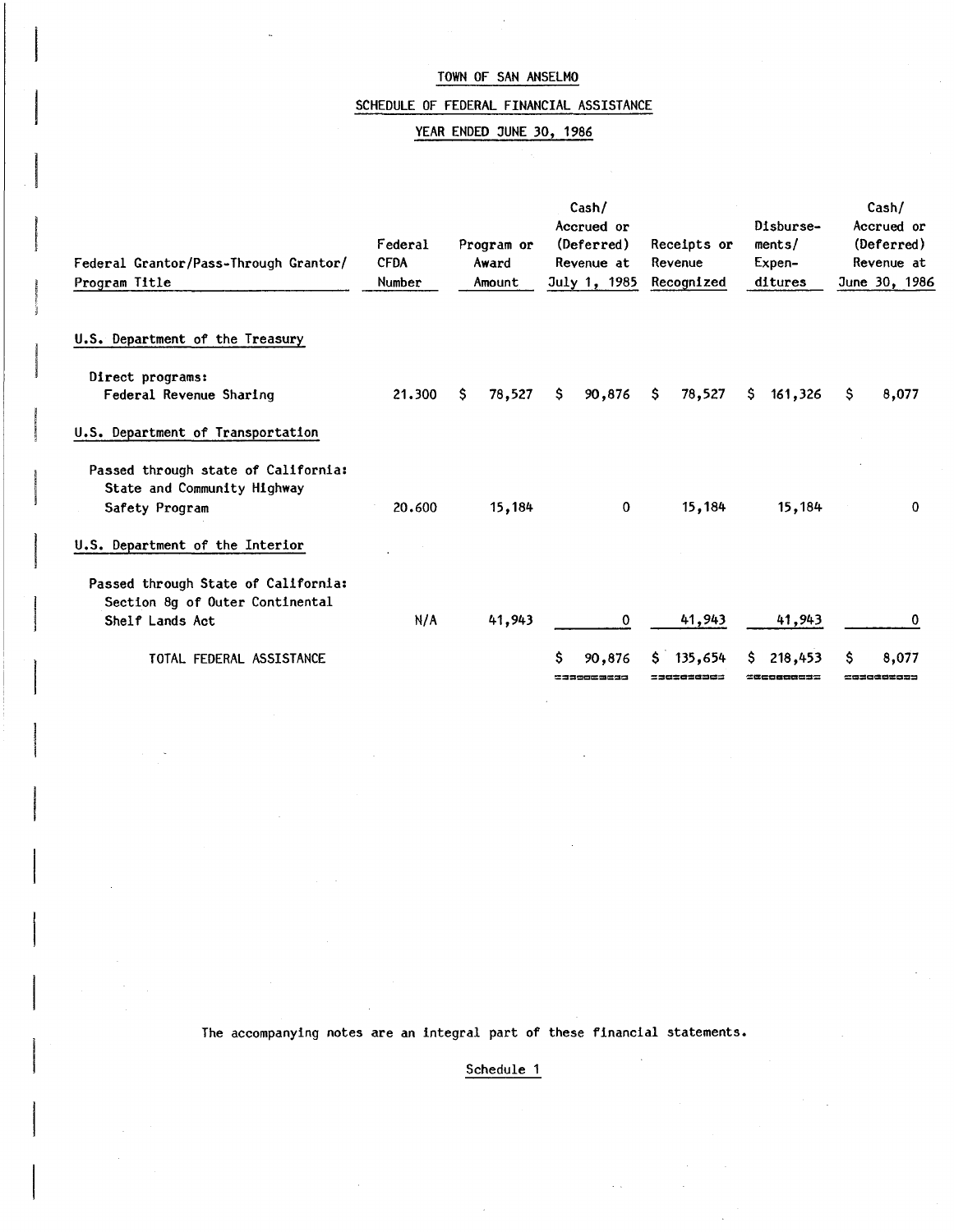# TOWN OF SAN ANSELMO

## SCHEDULE OF FEDERAL FINANCIAL ASSISTANCE

## YEAR ENDED JUNE 30, 1986

| Federal Grantor/Pass-Through Grantor/ Program Title | Federal CFDA Number | Program or Award Amount | Cash/ Accrued or (Deferred) Revenue at July 1, 1985 | Receipts or Revenue Recognized | Disburse- ments/ Expen- ditures | Cash/ Accrued or (Deferred) Revenue at June 30, 1986 |
|---|---|---|---|---|---|---|
| **U.S. Department of the Treasury** | | | | | | |
| Direct programs: | | | | | | |
| Federal Revenue Sharing | 21.300 | $ 78,527 | $ 90,876 | $ 78,527 | $ 161,326 | $ 8,077 |
| **U.S. Department of Transportation** | | | | | | |
| Passed through state of California: State and Community Highway Safety Program | 20.600 | 15,184 | 0 | 15,184 | 15,184 | 0 |
| **U.S. Department of the Interior** | | | | | | |
| Passed through State of California: Section 8g of Outer Continental Shelf Lands Act | N/A | 41,943 | 0 | 41,943 | 41,943 | 0 |
| TOTAL FEDERAL ASSISTANCE | | | $ 90,876 | $ 135,654 | $ 218,453 | $ 8,077 |

The accompanying notes are an integral part of these financial statements.

Schedule 1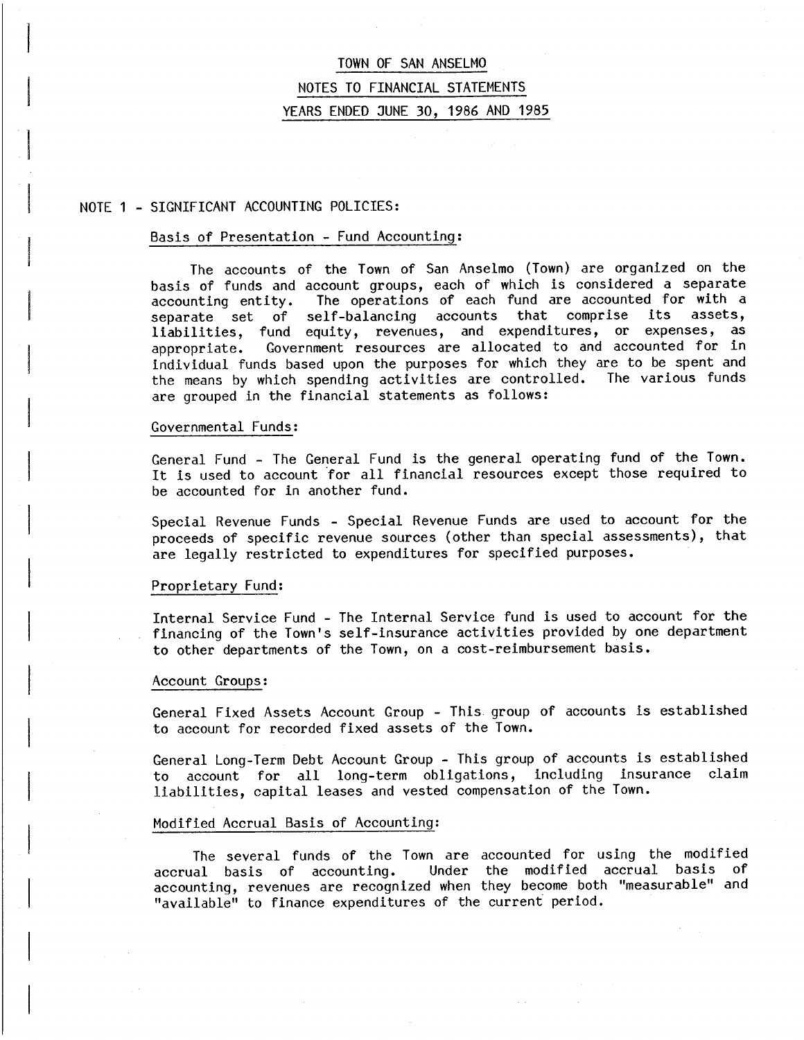# TOWN OF SAN ANSELMO

## NOTES TO FINANCIAL STATEMENTS

## YEARS ENDED JUNE 30, 1986 AND 1985

### NOTE 1 - SIGNIFICANT ACCOUNTING POLICIES:

#### Basis of Presentation - Fund Accounting:

The accounts of the Town of San Anselmo (Town) are organized on the basis of funds and account groups, each of which is considered a separate accounting entity. The operations of each fund are accounted for with a separate set of self-balancing accounts that comprise its assets, liabilities, fund equity, revenues, and expenditures, or expenses, as appropriate. Government resources are allocated to and accounted for in individual funds based upon the purposes for which they are to be spent and the means by which spending activities are controlled. The various funds are grouped in the financial statements as follows:

#### Governmental Funds:

General Fund - The General Fund is the general operating fund of the Town. It is used to account for all financial resources except those required to be accounted for in another fund.

Special Revenue Funds - Special Revenue Funds are used to account for the proceeds of specific revenue sources (other than special assessments), that are legally restricted to expenditures for specified purposes.

#### Proprietary Fund:

Internal Service Fund - The Internal Service fund is used to account for the financing of the Town's self-insurance activities provided by one department to other departments of the Town, on a cost-reimbursement basis.

#### Account Groups:

General Fixed Assets Account Group - This group of accounts is established to account for recorded fixed assets of the Town.

General Long-Term Debt Account Group - This group of accounts is established to account for all long-term obligations, including insurance claim liabilities, capital leases and vested compensation of the Town.

#### Modified Accrual Basis of Accounting:

The several funds of the Town are accounted for using the modified accrual basis of accounting. Under the modified accrual basis of accounting, revenues are recognized when they become both "measurable" and "available" to finance expenditures of the current period.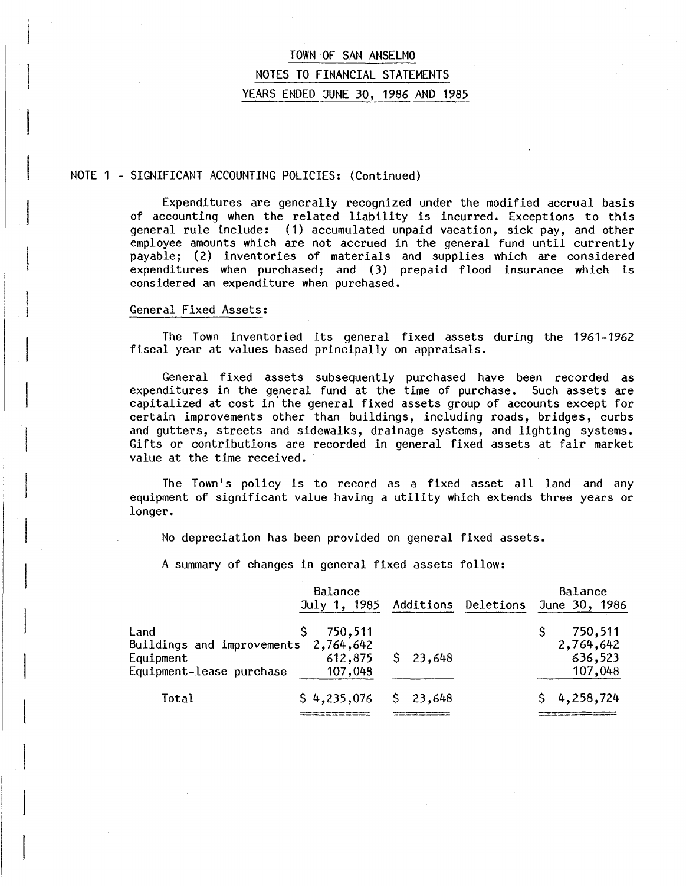# TOWN OF SAN ANSELMO
## NOTES TO FINANCIAL STATEMENTS
## YEARS ENDED JUNE 30, 1986 AND 1985

NOTE 1 - SIGNIFICANT ACCOUNTING POLICIES: (Continued)

Expenditures are generally recognized under the modified accrual basis of accounting when the related liability is incurred. Exceptions to this general rule include: (1) accumulated unpaid vacation, sick pay, and other employee amounts which are not accrued in the general fund until currently payable; (2) inventories of materials and supplies which are considered expenditures when purchased; and (3) prepaid flood insurance which is considered an expenditure when purchased.

General Fixed Assets:

The Town inventoried its general fixed assets during the 1961-1962 fiscal year at values based principally on appraisals.

General fixed assets subsequently purchased have been recorded as expenditures in the general fund at the time of purchase. Such assets are capitalized at cost in the general fixed assets group of accounts except for certain improvements other than buildings, including roads, bridges, curbs and gutters, streets and sidewalks, drainage systems, and lighting systems. Gifts or contributions are recorded in general fixed assets at fair market value at the time received.

The Town's policy is to record as a fixed asset all land and any equipment of significant value having a utility which extends three years or longer.

No depreciation has been provided on general fixed assets.

A summary of changes in general fixed assets follow:

| | Balance July 1, 1985 | Additions | Deletions | Balance June 30, 1986 |
|---|---|---|---|---|
| Land | $ 750,511 | | | $ 750,511 |
| Buildings and improvements | 2,764,642 | | | 2,764,642 |
| Equipment | 612,875 | $ 23,648 | | 636,523 |
| Equipment-lease purchase | 107,048 | | | 107,048 |
| Total | $ 4,235,076 | $ 23,648 | | $ 4,258,724 |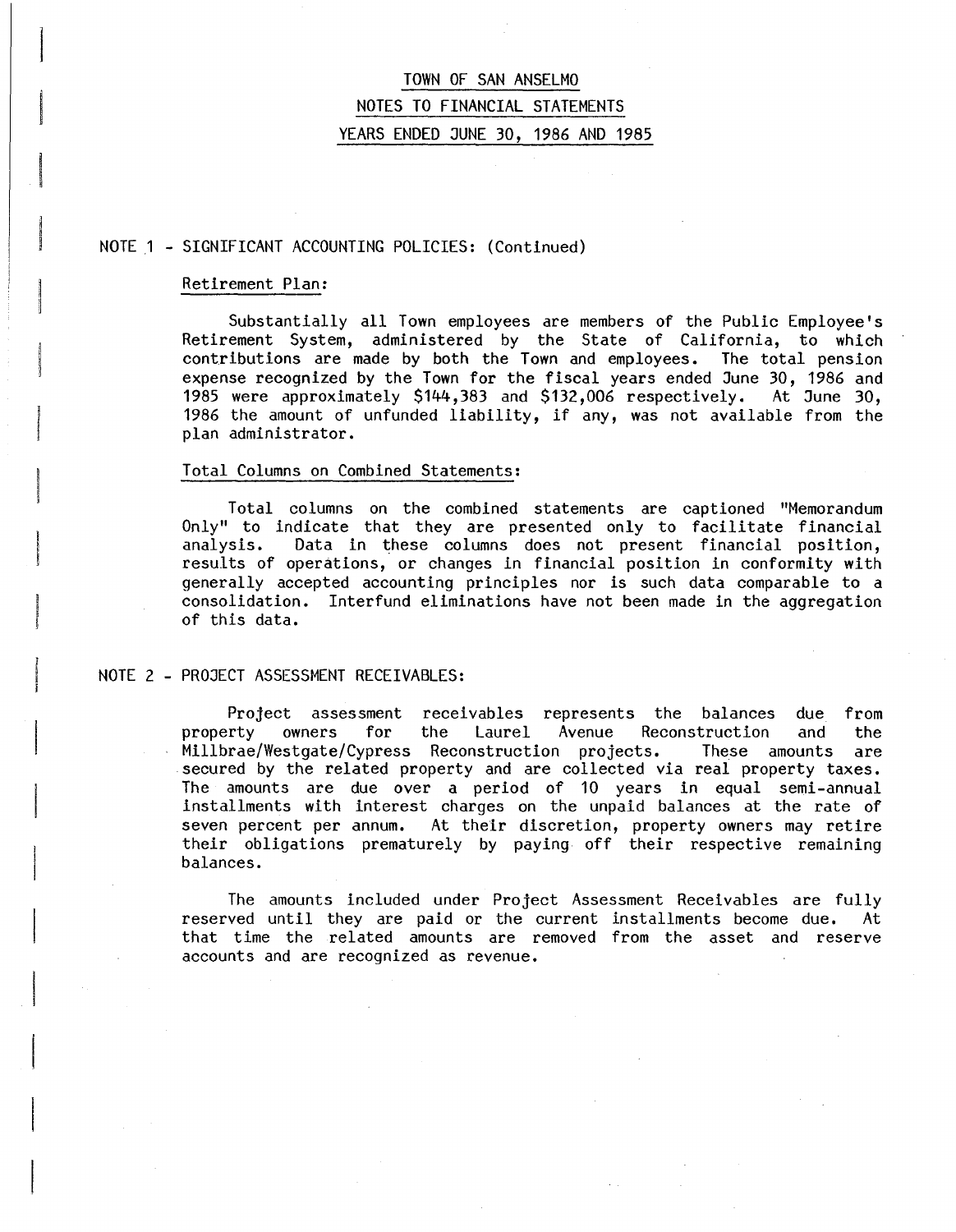# TOWN OF SAN ANSELMO

## NOTES TO FINANCIAL STATEMENTS

## YEARS ENDED JUNE 30, 1986 AND 1985

NOTE 1 - SIGNIFICANT ACCOUNTING POLICIES: (Continued)

### Retirement Plan:

Substantially all Town employees are members of the Public Employee's Retirement System, administered by the State of California, to which contributions are made by both the Town and employees. The total pension expense recognized by the Town for the fiscal years ended June 30, 1986 and 1985 were approximately $144,383 and $132,006 respectively. At June 30, 1986 the amount of unfunded liability, if any, was not available from the plan administrator.

### Total Columns on Combined Statements:

Total columns on the combined statements are captioned "Memorandum Only" to indicate that they are presented only to facilitate financial analysis. Data in these columns does not present financial position, results of operations, or changes in financial position in conformity with generally accepted accounting principles nor is such data comparable to a consolidation. Interfund eliminations have not been made in the aggregation of this data.

NOTE 2 - PROJECT ASSESSMENT RECEIVABLES:

Project assessment receivables represents the balances due from property owners for the Laurel Avenue Reconstruction and the Millbrae/Westgate/Cypress Reconstruction projects. These amounts are secured by the related property and are collected via real property taxes. The amounts are due over a period of 10 years in equal semi-annual installments with interest charges on the unpaid balances at the rate of seven percent per annum. At their discretion, property owners may retire their obligations prematurely by paying off their respective remaining balances.

The amounts included under Project Assessment Receivables are fully reserved until they are paid or the current installments become due. At that time the related amounts are removed from the asset and reserve accounts and are recognized as revenue.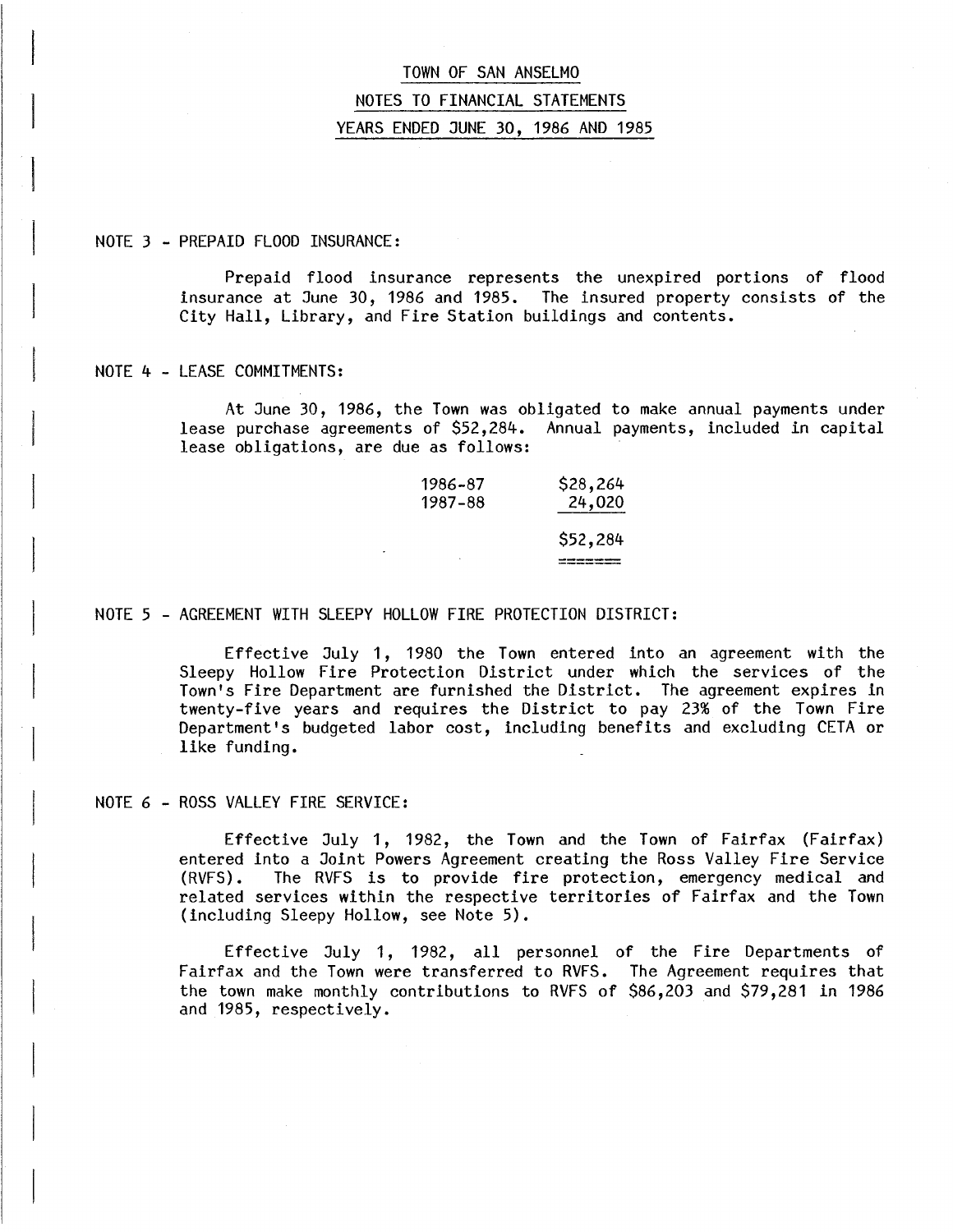# TOWN OF SAN ANSELMO

## NOTES TO FINANCIAL STATEMENTS

## YEARS ENDED JUNE 30, 1986 AND 1985

NOTE 3 - PREPAID FLOOD INSURANCE:

Prepaid flood insurance represents the unexpired portions of flood insurance at June 30, 1986 and 1985. The insured property consists of the City Hall, Library, and Fire Station buildings and contents.

NOTE 4 - LEASE COMMITMENTS:

At June 30, 1986, the Town was obligated to make annual payments under lease purchase agreements of $52,284. Annual payments, included in capital lease obligations, are due as follows:

| | |
|---|---|
| 1986-87 | $28,264 |
| 1987-88 | 24,020 |
| | $52,284 |

NOTE 5 - AGREEMENT WITH SLEEPY HOLLOW FIRE PROTECTION DISTRICT:

Effective July 1, 1980 the Town entered into an agreement with the Sleepy Hollow Fire Protection District under which the services of the Town's Fire Department are furnished the District. The agreement expires in twenty-five years and requires the District to pay 23% of the Town Fire Department's budgeted labor cost, including benefits and excluding CETA or like funding.

NOTE 6 - ROSS VALLEY FIRE SERVICE:

Effective July 1, 1982, the Town and the Town of Fairfax (Fairfax) entered into a Joint Powers Agreement creating the Ross Valley Fire Service (RVFS). The RVFS is to provide fire protection, emergency medical and related services within the respective territories of Fairfax and the Town (including Sleepy Hollow, see Note 5).

Effective July 1, 1982, all personnel of the Fire Departments of Fairfax and the Town were transferred to RVFS. The Agreement requires that the town make monthly contributions to RVFS of $86,203 and $79,281 in 1986 and 1985, respectively.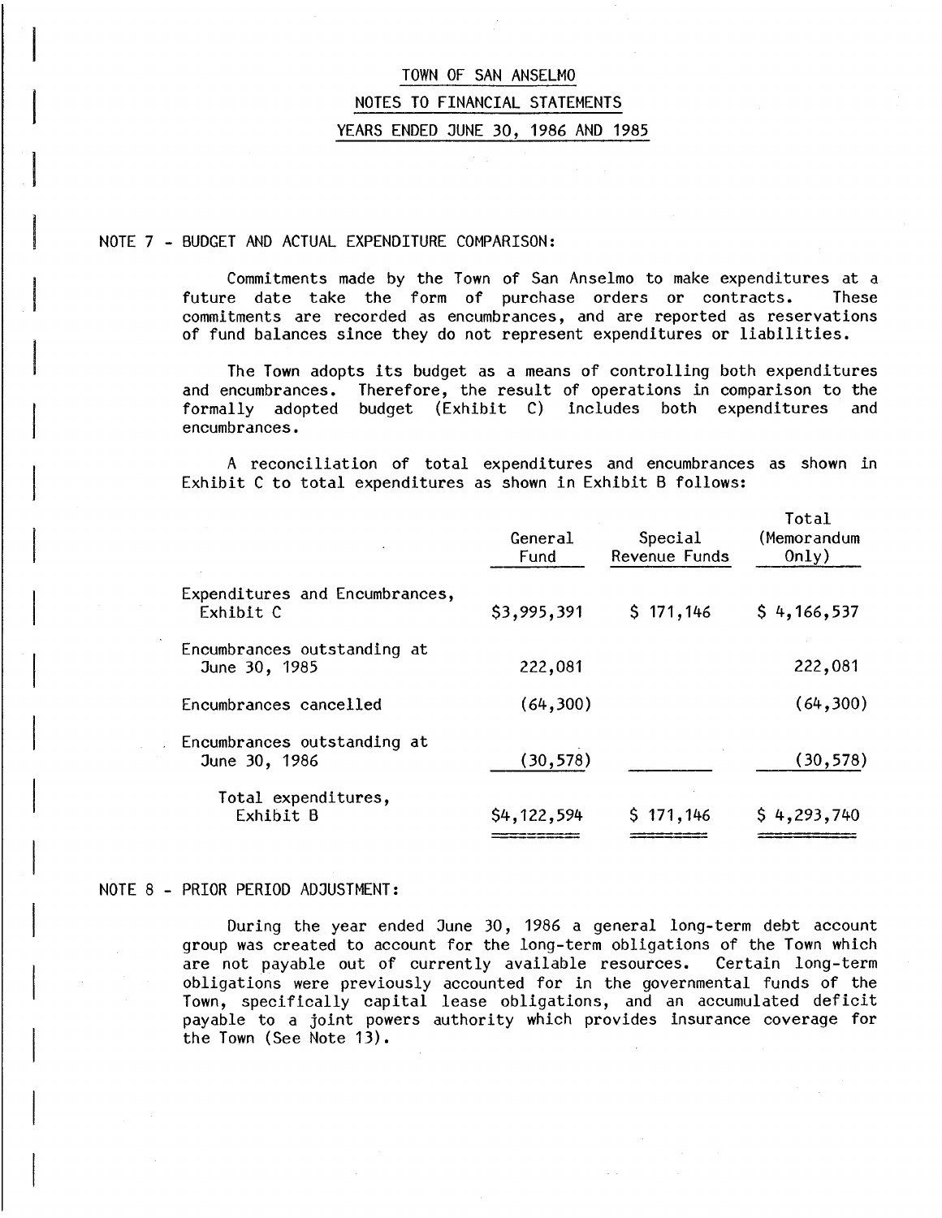# TOWN OF SAN ANSELMO

## NOTES TO FINANCIAL STATEMENTS

## YEARS ENDED JUNE 30, 1986 AND 1985

### NOTE 7 - BUDGET AND ACTUAL EXPENDITURE COMPARISON:

Commitments made by the Town of San Anselmo to make expenditures at a future date take the form of purchase orders or contracts. These commitments are recorded as encumbrances, and are reported as reservations of fund balances since they do not represent expenditures or liabilities.

The Town adopts its budget as a means of controlling both expenditures and encumbrances. Therefore, the result of operations in comparison to the formally adopted budget (Exhibit C) includes both expenditures and encumbrances.

A reconciliation of total expenditures and encumbrances as shown in Exhibit C to total expenditures as shown in Exhibit B follows:

| | General Fund | Special Revenue Funds | Total (Memorandum Only) |
|---|---|---|---|
| Expenditures and Encumbrances, Exhibit C | $3,995,391 | $ 171,146 | $ 4,166,537 |
| Encumbrances outstanding at June 30, 1985 | 222,081 | | 222,081 |
| Encumbrances cancelled | (64,300) | | (64,300) |
| Encumbrances outstanding at June 30, 1986 | (30,578) | | (30,578) |
| Total expenditures, Exhibit B | $4,122,594 | $ 171,146 | $ 4,293,740 |

### NOTE 8 - PRIOR PERIOD ADJUSTMENT:

During the year ended June 30, 1986 a general long-term debt account group was created to account for the long-term obligations of the Town which are not payable out of currently available resources. Certain long-term obligations were previously accounted for in the governmental funds of the Town, specifically capital lease obligations, and an accumulated deficit payable to a joint powers authority which provides insurance coverage for the Town (See Note 13).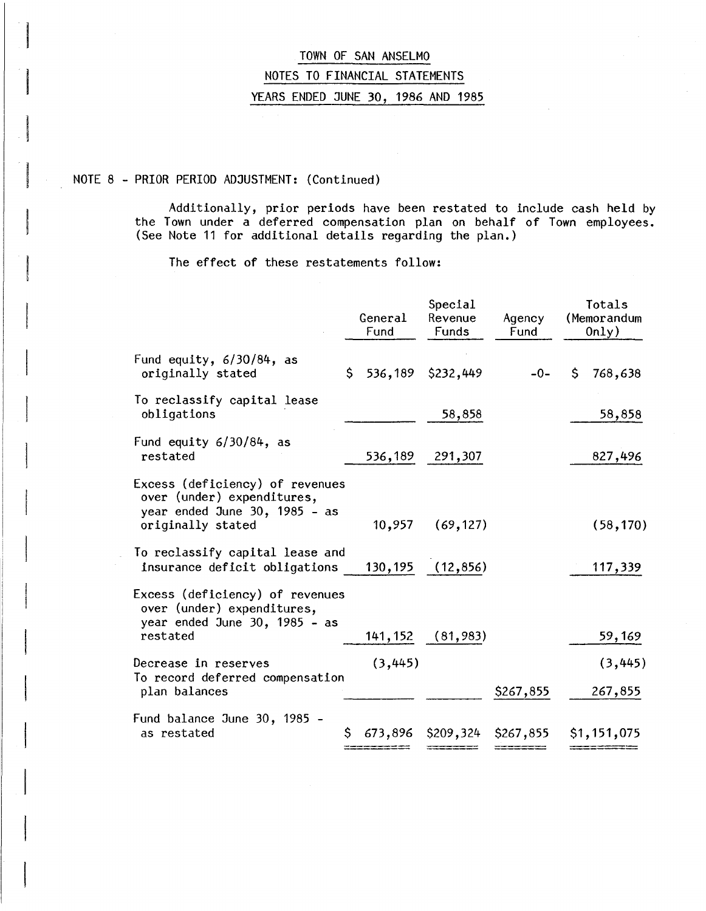# TOWN OF SAN ANSELMO

## NOTES TO FINANCIAL STATEMENTS

## YEARS ENDED JUNE 30, 1986 AND 1985

NOTE 8 - PRIOR PERIOD ADJUSTMENT: (Continued)

Additionally, prior periods have been restated to include cash held by the Town under a deferred compensation plan on behalf of Town employees. (See Note 11 for additional details regarding the plan.)

The effect of these restatements follow:

| | General Fund | Special Revenue Funds | Agency Fund | Totals (Memorandum Only) |
|---|---|---|---|---|
| Fund equity, 6/30/84, as originally stated | $ 536,189 | $232,449 | -0- | $ 768,638 |
| To reclassify capital lease obligations | | 58,858 | | 58,858 |
| Fund equity 6/30/84, as restated | 536,189 | 291,307 | | 827,496 |
| Excess (deficiency) of revenues over (under) expenditures, year ended June 30, 1985 - as originally stated | 10,957 | (69,127) | | (58,170) |
| To reclassify capital lease and insurance deficit obligations | 130,195 | (12,856) | | 117,339 |
| Excess (deficiency) of revenues over (under) expenditures, year ended June 30, 1985 - as restated | 141,152 | (81,983) | | 59,169 |
| Decrease in reserves | (3,445) | | | (3,445) |
| To record deferred compensation plan balances | | | $267,855 | 267,855 |
| Fund balance June 30, 1985 - as restated | $ 673,896 | $209,324 | $267,855 | $1,151,075 |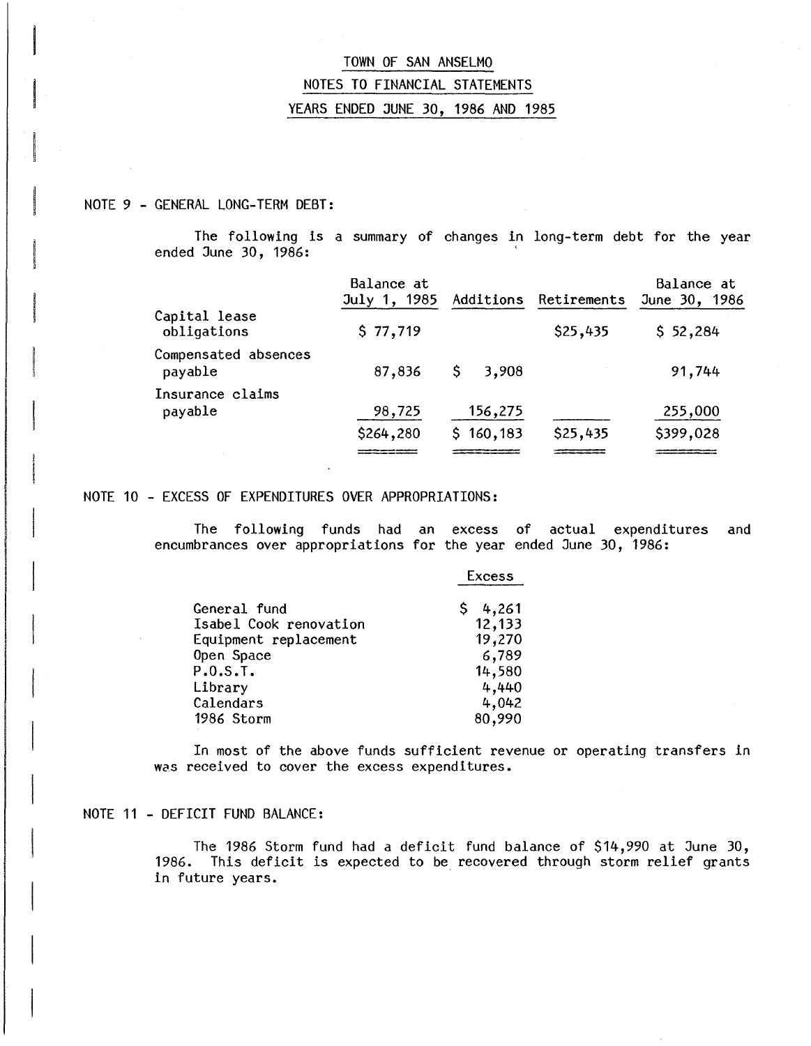TOWN OF SAN ANSELMO

NOTES TO FINANCIAL STATEMENTS

YEARS ENDED JUNE 30, 1986 AND 1985

NOTE 9 - GENERAL LONG-TERM DEBT:

The following is a summary of changes in long-term debt for the year ended June 30, 1986:

| | Balance at July 1, 1985 | Additions | Retirements | Balance at June 30, 1986 |
|---|---|---|---|---|
| Capital lease obligations | $ 77,719 | | $25,435 | $ 52,284 |
| Compensated absences payable | 87,836 | $ 3,908 | | 91,744 |
| Insurance claims payable | 98,725 | 156,275 | | 255,000 |
| | $264,280 | $ 160,183 | $25,435 | $399,028 |

NOTE 10 - EXCESS OF EXPENDITURES OVER APPROPRIATIONS:

The following funds had an excess of actual expenditures and encumbrances over appropriations for the year ended June 30, 1986:

| | Excess |
|---|---|
| General fund | $ 4,261 |
| Isabel Cook renovation | 12,133 |
| Equipment replacement | 19,270 |
| Open Space | 6,789 |
| P.O.S.T. | 14,580 |
| Library | 4,440 |
| Calendars | 4,042 |
| 1986 Storm | 80,990 |

In most of the above funds sufficient revenue or operating transfers in was received to cover the excess expenditures.

NOTE 11 - DEFICIT FUND BALANCE:

The 1986 Storm fund had a deficit fund balance of $14,990 at June 30, 1986. This deficit is expected to be recovered through storm relief grants in future years.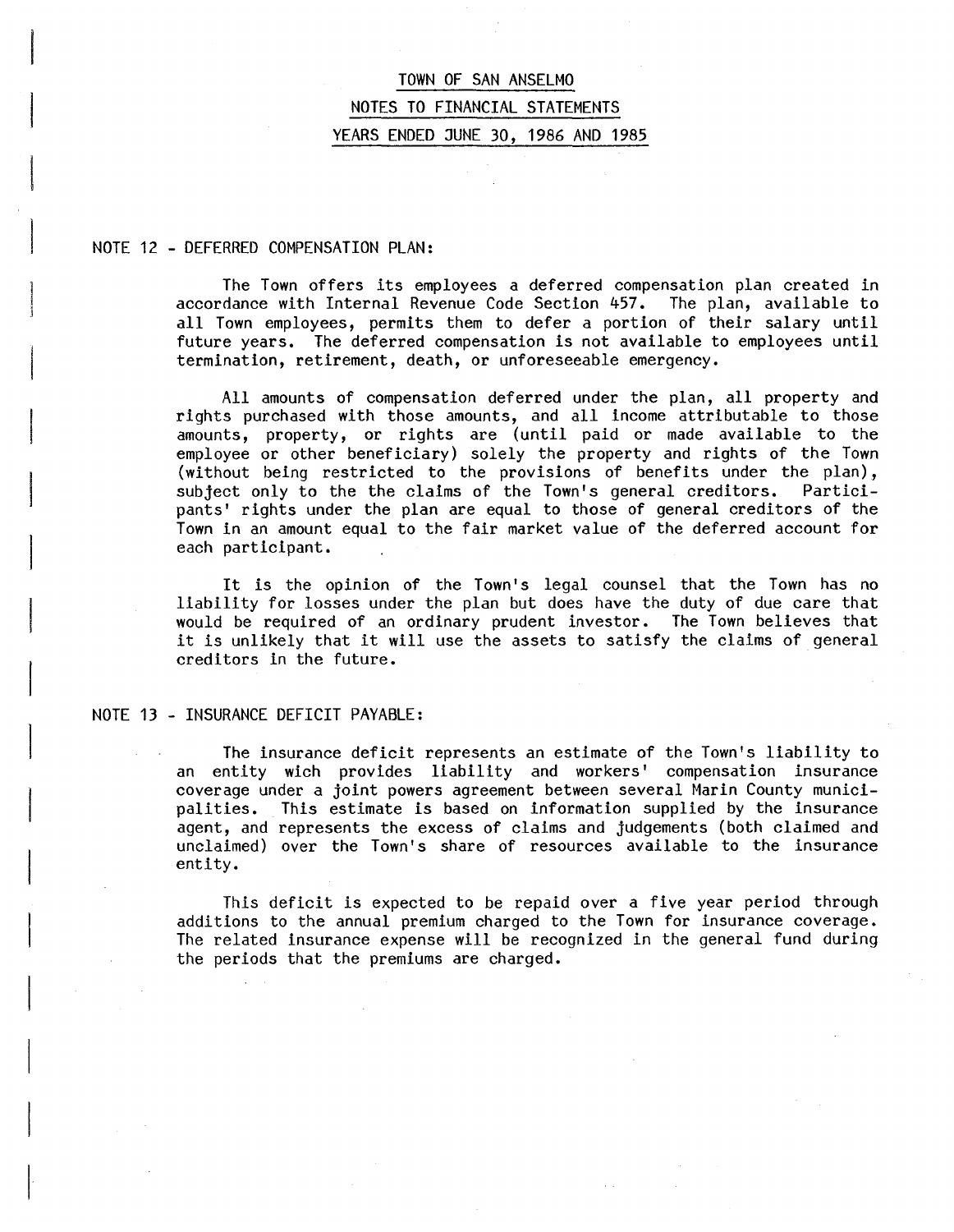# TOWN OF SAN ANSELMO

## NOTES TO FINANCIAL STATEMENTS

## YEARS ENDED JUNE 30, 1986 AND 1985

### NOTE 12 - DEFERRED COMPENSATION PLAN:

The Town offers its employees a deferred compensation plan created in accordance with Internal Revenue Code Section 457. The plan, available to all Town employees, permits them to defer a portion of their salary until future years. The deferred compensation is not available to employees until termination, retirement, death, or unforeseeable emergency.

All amounts of compensation deferred under the plan, all property and rights purchased with those amounts, and all income attributable to those amounts, property, or rights are (until paid or made available to the employee or other beneficiary) solely the property and rights of the Town (without being restricted to the provisions of benefits under the plan), subject only to the the claims of the Town's general creditors. Participants' rights under the plan are equal to those of general creditors of the Town in an amount equal to the fair market value of the deferred account for each participant.

It is the opinion of the Town's legal counsel that the Town has no liability for losses under the plan but does have the duty of due care that would be required of an ordinary prudent investor. The Town believes that it is unlikely that it will use the assets to satisfy the claims of general creditors in the future.

### NOTE 13 - INSURANCE DEFICIT PAYABLE:

The insurance deficit represents an estimate of the Town's liability to an entity wich provides liability and workers' compensation insurance coverage under a joint powers agreement between several Marin County municipalities. This estimate is based on information supplied by the insurance agent, and represents the excess of claims and judgements (both claimed and unclaimed) over the Town's share of resources available to the insurance entity.

This deficit is expected to be repaid over a five year period through additions to the annual premium charged to the Town for insurance coverage. The related insurance expense will be recognized in the general fund during the periods that the premiums are charged.